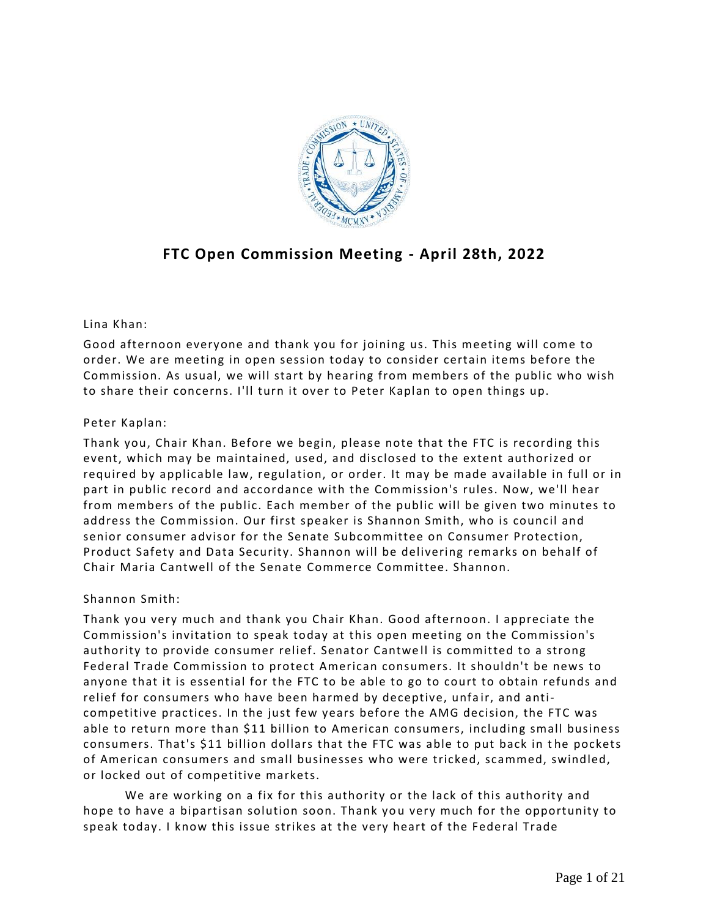# FTC Open Commission Meeting - April 28th, 2022

Lina Khan:

Good afternoon everyone and thank you for joining us. This meeting will come to order. We are meeting in open session today to consider certain items before the Commission. As usual, we will start by hearing from members of the public who wish to share their concerns. I'll turn it over to Peter Kaplan to open things up.

Peter Kaplan:

Thank you, Chair Khan. Before we begin, please note that the FTC is recording this event, which may be maintained, used, and disclosed to the extent authorized or required by applicable law, regulation, or order. It may be made available in full or in part in public record and accordance with the Commission's rules. Now, we'll hear from members of the public. Each member of the public will be given two minutes to address the Commission. Our first speaker is Shannon Smith, who is council and senior consumer advisor for the Senate Subcommittee on Consumer Protection, Product Safety and Data Security. Shannon will be delivering remarks on behalf of Chair Maria Cantwell of the Senate Commerce Committee. Shannon.

Shannon Smith:

Thank you very much and thank you Chair Khan. Good afternoon. I appreciate the Commission's invitation to speak today at this open meeting on the Commission's authority to provide consumer relief. Senator Cantwell is committed to a strong Federal Trade Commission to protect American consumers. It shouldn't be news to anyone that it is essential for the FTC to be able to go to court to obtain refunds and relief for consumers who have been harmed by deceptive, unfair, and anti-competitive practices. In the just few years before the AMG decision, the FTC was able to return more than $11 billion to American consumers, including small business consumers. That's $11 billion dollars that the FTC was able to put back in the pockets of American consumers and small businesses who were tricked, scammed, swindled, or locked out of competitive markets.

We are working on a fix for this authority or the lack of this authority and hope to have a bipartisan solution soon. Thank you very much for the opportunity to speak today. I know this issue strikes at the very heart of the Federal Trade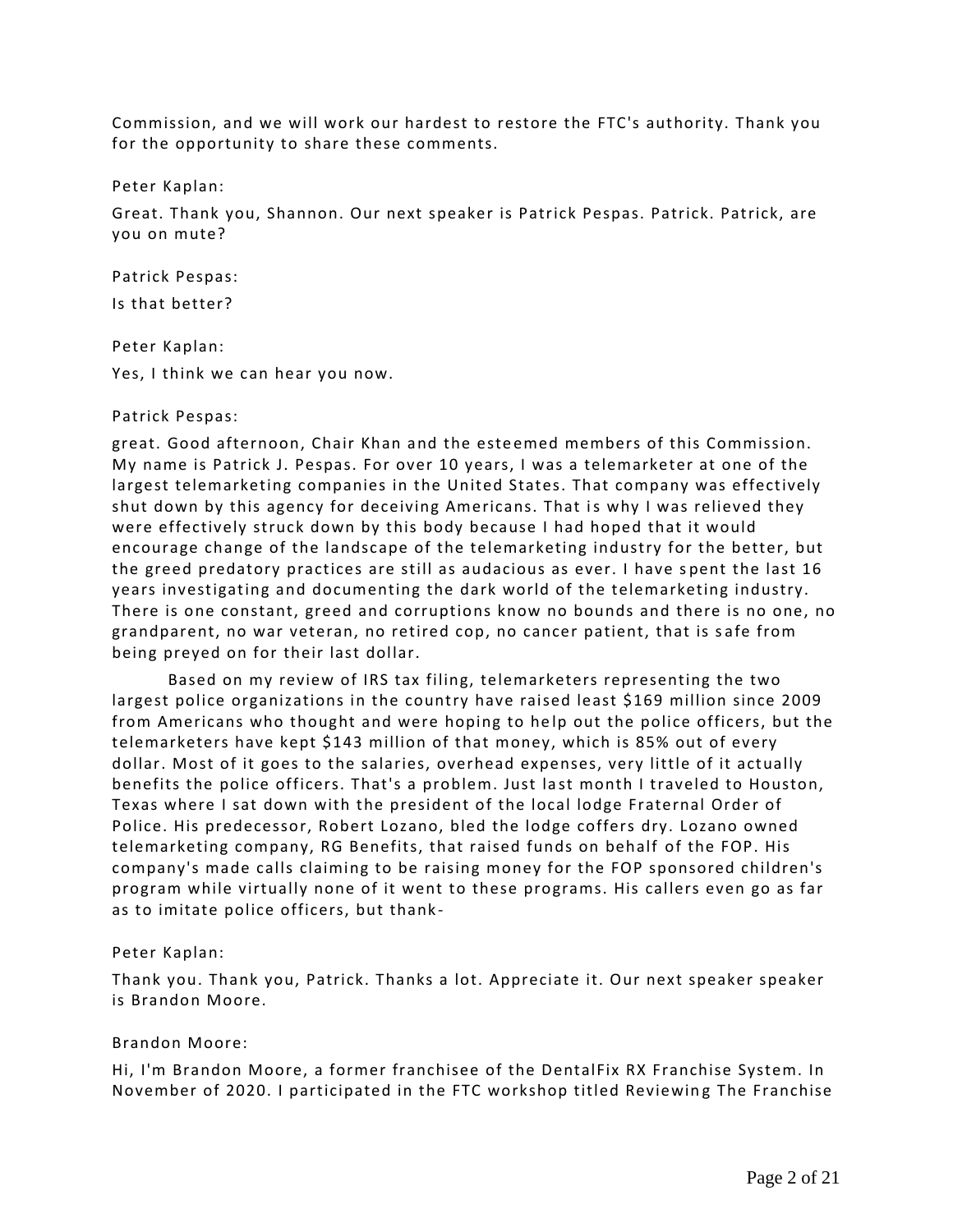Commission, and we will work our hardest to restore the FTC's authority. Thank you for the opportunity to share these comments.

Peter Kaplan:

Great. Thank you, Shannon. Our next speaker is Patrick Pespas. Patrick. Patrick, are you on mute?

Patrick Pespas:

Is that better?

Peter Kaplan:

Yes, I think we can hear you now.

Patrick Pespas:

great. Good afternoon, Chair Khan and the esteemed members of this Commission. My name is Patrick J. Pespas. For over 10 years, I was a telemarketer at one of the largest telemarketing companies in the United States. That company was effectively shut down by this agency for deceiving Americans. That is why I was relieved they were effectively struck down by this body because I had hoped that it would encourage change of the landscape of the telemarketing industry for the better, but the greed predatory practices are still as audacious as ever. I have spent the last 16 years investigating and documenting the dark world of the telemarketing industry. There is one constant, greed and corruptions know no bounds and there is no one, no grandparent, no war veteran, no retired cop, no cancer patient, that is safe from being preyed on for their last dollar.

Based on my review of IRS tax filing, telemarketers representing the two largest police organizations in the country have raised least $169 million since 2009 from Americans who thought and were hoping to help out the police officers, but the telemarketers have kept $143 million of that money, which is 85% out of every dollar. Most of it goes to the salaries, overhead expenses, very little of it actually benefits the police officers. That's a problem. Just last month I traveled to Houston, Texas where I sat down with the president of the local lodge Fraternal Order of Police. His predecessor, Robert Lozano, bled the lodge coffers dry. Lozano owned telemarketing company, RG Benefits, that raised funds on behalf of the FOP. His company's made calls claiming to be raising money for the FOP sponsored children's program while virtually none of it went to these programs. His callers even go as far as to imitate police officers, but thank-

Peter Kaplan:

Thank you. Thank you, Patrick. Thanks a lot. Appreciate it. Our next speaker speaker is Brandon Moore.

Brandon Moore:

Hi, I'm Brandon Moore, a former franchisee of the DentalFix RX Franchise System. In November of 2020. I participated in the FTC workshop titled Reviewing The Franchise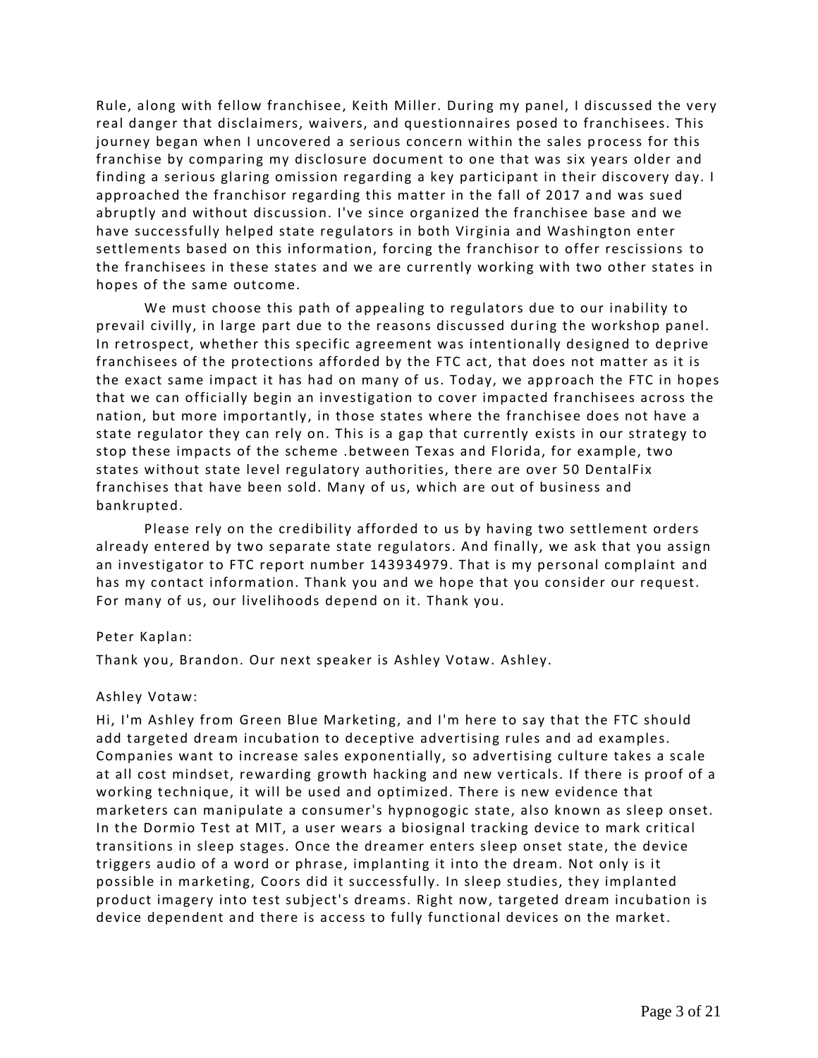Rule, along with fellow franchisee, Keith Miller. During my panel, I discussed the very real danger that disclaimers, waivers, and questionnaires posed to franchisees. This journey began when I uncovered a serious concern within the sales process for this franchise by comparing my disclosure document to one that was six years older and finding a serious glaring omission regarding a key participant in their discovery day. I approached the franchisor regarding this matter in the fall of 2017 and was sued abruptly and without discussion. I've since organized the franchisee base and we have successfully helped state regulators in both Virginia and Washington enter settlements based on this information, forcing the franchisor to offer rescissions to the franchisees in these states and we are currently working with two other states in hopes of the same outcome.

We must choose this path of appealing to regulators due to our inability to prevail civilly, in large part due to the reasons discussed during the workshop panel. In retrospect, whether this specific agreement was intentionally designed to deprive franchisees of the protections afforded by the FTC act, that does not matter as it is the exact same impact it has had on many of us. Today, we approach the FTC in hopes that we can officially begin an investigation to cover impacted franchisees across the nation, but more importantly, in those states where the franchisee does not have a state regulator they can rely on. This is a gap that currently exists in our strategy to stop these impacts of the scheme .between Texas and Florida, for example, two states without state level regulatory authorities, there are over 50 DentalFix franchises that have been sold. Many of us, which are out of business and bankrupted.

Please rely on the credibility afforded to us by having two settlement orders already entered by two separate state regulators. And finally, we ask that you assign an investigator to FTC report number 143934979. That is my personal complaint and has my contact information. Thank you and we hope that you consider our request. For many of us, our livelihoods depend on it. Thank you.

Peter Kaplan:

Thank you, Brandon. Our next speaker is Ashley Votaw. Ashley.

Ashley Votaw:

Hi, I'm Ashley from Green Blue Marketing, and I'm here to say that the FTC should add targeted dream incubation to deceptive advertising rules and ad examples. Companies want to increase sales exponentially, so advertising culture takes a scale at all cost mindset, rewarding growth hacking and new verticals. If there is proof of a working technique, it will be used and optimized. There is new evidence that marketers can manipulate a consumer's hypnogogic state, also known as sleep onset. In the Dormio Test at MIT, a user wears a biosignal tracking device to mark critical transitions in sleep stages. Once the dreamer enters sleep onset state, the device triggers audio of a word or phrase, implanting it into the dream. Not only is it possible in marketing, Coors did it successfully. In sleep studies, they implanted product imagery into test subject's dreams. Right now, targeted dream incubation is device dependent and there is access to fully functional devices on the market.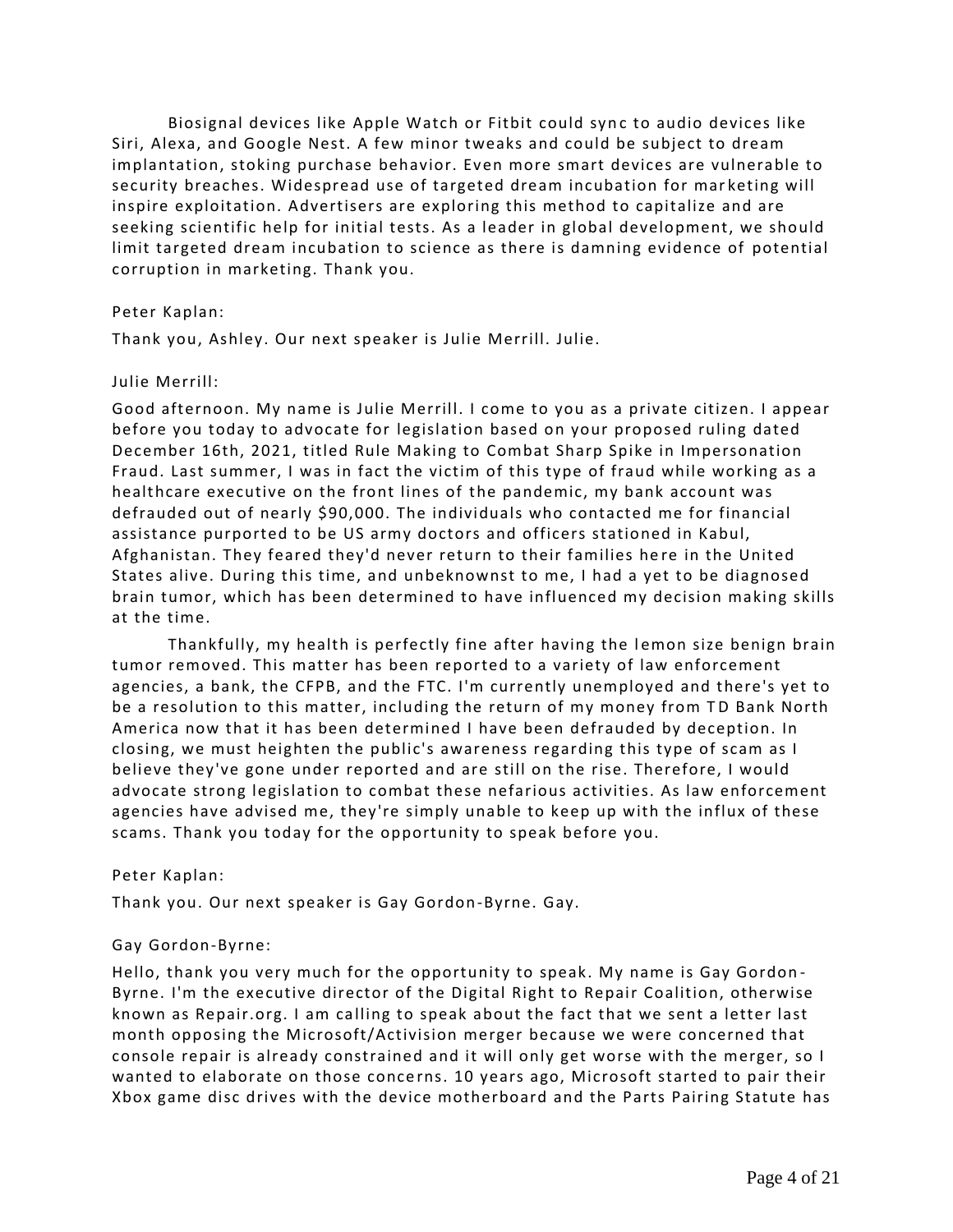Biosignal devices like Apple Watch or Fitbit could sync to audio devices like Siri, Alexa, and Google Nest. A few minor tweaks and could be subject to dream implantation, stoking purchase behavior. Even more smart devices are vulnerable to security breaches. Widespread use of targeted dream incubation for marketing will inspire exploitation. Advertisers are exploring this method to capitalize and are seeking scientific help for initial tests. As a leader in global development, we should limit targeted dream incubation to science as there is damning evidence of potential corruption in marketing. Thank you.

Peter Kaplan:

Thank you, Ashley. Our next speaker is Julie Merrill. Julie.

Julie Merrill:

Good afternoon. My name is Julie Merrill. I come to you as a private citizen. I appear before you today to advocate for legislation based on your proposed ruling dated December 16th, 2021, titled Rule Making to Combat Sharp Spike in Impersonation Fraud. Last summer, I was in fact the victim of this type of fraud while working as a healthcare executive on the front lines of the pandemic, my bank account was defrauded out of nearly $90,000. The individuals who contacted me for financial assistance purported to be US army doctors and officers stationed in Kabul, Afghanistan. They feared they'd never return to their families here in the United States alive. During this time, and unbeknownst to me, I had a yet to be diagnosed brain tumor, which has been determined to have influenced my decision making skills at the time.

Thankfully, my health is perfectly fine after having the lemon size benign brain tumor removed. This matter has been reported to a variety of law enforcement agencies, a bank, the CFPB, and the FTC. I'm currently unemployed and there's yet to be a resolution to this matter, including the return of my money from TD Bank North America now that it has been determined I have been defrauded by deception. In closing, we must heighten the public's awareness regarding this type of scam as I believe they've gone under reported and are still on the rise. Therefore, I would advocate strong legislation to combat these nefarious activities. As law enforcement agencies have advised me, they're simply unable to keep up with the influx of these scams. Thank you today for the opportunity to speak before you.

Peter Kaplan:

Thank you. Our next speaker is Gay Gordon-Byrne. Gay.

Gay Gordon-Byrne:

Hello, thank you very much for the opportunity to speak. My name is Gay Gordon-Byrne. I'm the executive director of the Digital Right to Repair Coalition, otherwise known as Repair.org. I am calling to speak about the fact that we sent a letter last month opposing the Microsoft/Activision merger because we were concerned that console repair is already constrained and it will only get worse with the merger, so I wanted to elaborate on those concerns. 10 years ago, Microsoft started to pair their Xbox game disc drives with the device motherboard and the Parts Pairing Statute has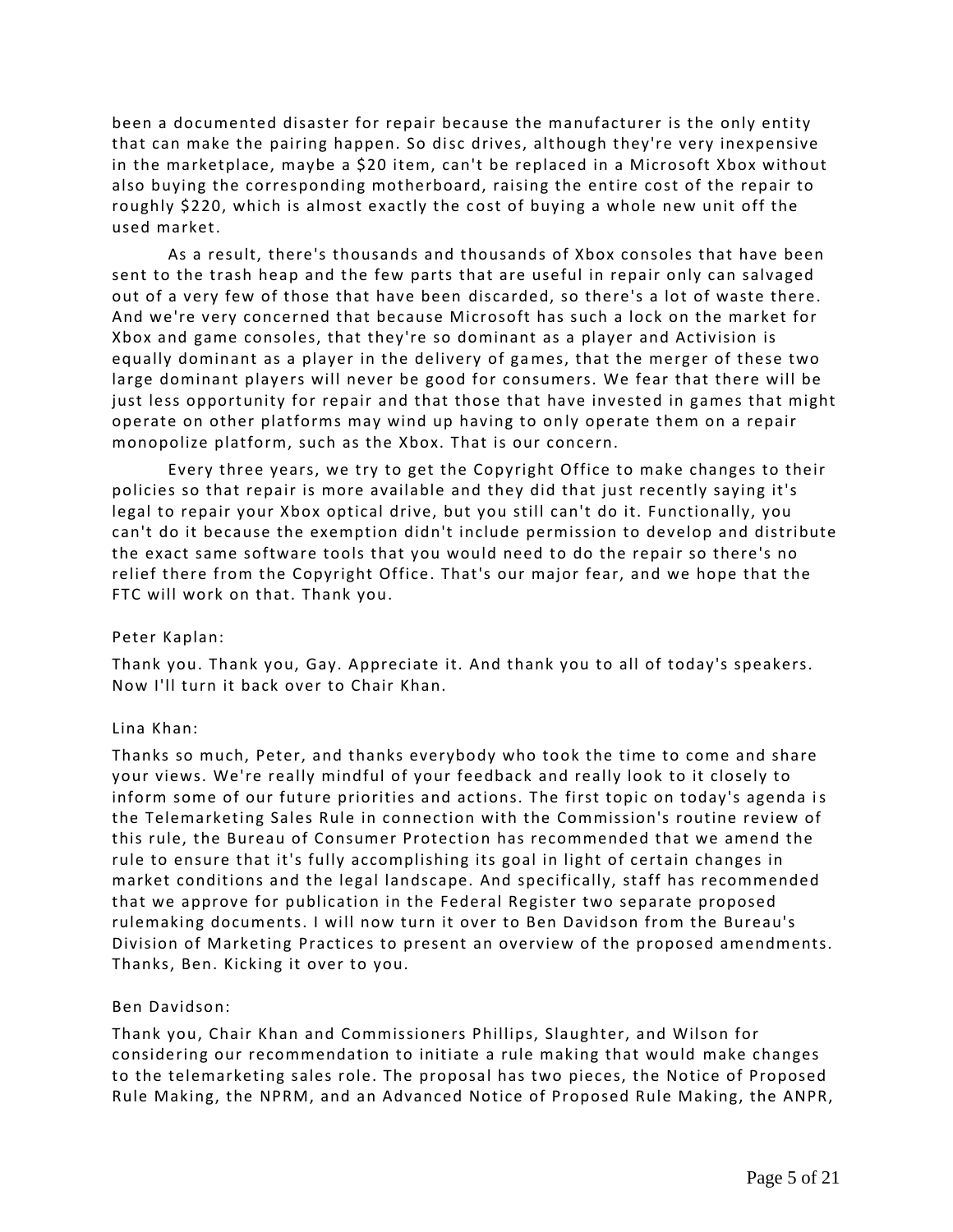been a documented disaster for repair because the manufacturer is the only entity that can make the pairing happen. So disc drives, although they're very inexpensive in the marketplace, maybe a $20 item, can't be replaced in a Microsoft Xbox without also buying the corresponding motherboard, raising the entire cost of the repair to roughly $220, which is almost exactly the cost of buying a whole new unit off the used market.

As a result, there's thousands and thousands of Xbox consoles that have been sent to the trash heap and the few parts that are useful in repair only can salvaged out of a very few of those that have been discarded, so there's a lot of waste there. And we're very concerned that because Microsoft has such a lock on the market for Xbox and game consoles, that they're so dominant as a player and Activision is equally dominant as a player in the delivery of games, that the merger of these two large dominant players will never be good for consumers. We fear that there will be just less opportunity for repair and that those that have invested in games that might operate on other platforms may wind up having to only operate them on a repair monopolize platform, such as the Xbox. That is our concern.

Every three years, we try to get the Copyright Office to make changes to their policies so that repair is more available and they did that just recently saying it's legal to repair your Xbox optical drive, but you still can't do it. Functionally, you can't do it because the exemption didn't include permission to develop and distribute the exact same software tools that you would need to do the repair so there's no relief there from the Copyright Office. That's our major fear, and we hope that the FTC will work on that. Thank you.

Peter Kaplan:

Thank you. Thank you, Gay. Appreciate it. And thank you to all of today's speakers. Now I'll turn it back over to Chair Khan.

Lina Khan:

Thanks so much, Peter, and thanks everybody who took the time to come and share your views. We're really mindful of your feedback and really look to it closely to inform some of our future priorities and actions. The first topic on today's agenda is the Telemarketing Sales Rule in connection with the Commission's routine review of this rule, the Bureau of Consumer Protection has recommended that we amend the rule to ensure that it's fully accomplishing its goal in light of certain changes in market conditions and the legal landscape. And specifically, staff has recommended that we approve for publication in the Federal Register two separate proposed rulemaking documents. I will now turn it over to Ben Davidson from the Bureau's Division of Marketing Practices to present an overview of the proposed amendments. Thanks, Ben. Kicking it over to you.

Ben Davidson:

Thank you, Chair Khan and Commissioners Phillips, Slaughter, and Wilson for considering our recommendation to initiate a rule making that would make changes to the telemarketing sales role. The proposal has two pieces, the Notice of Proposed Rule Making, the NPRM, and an Advanced Notice of Proposed Rule Making, the ANPR,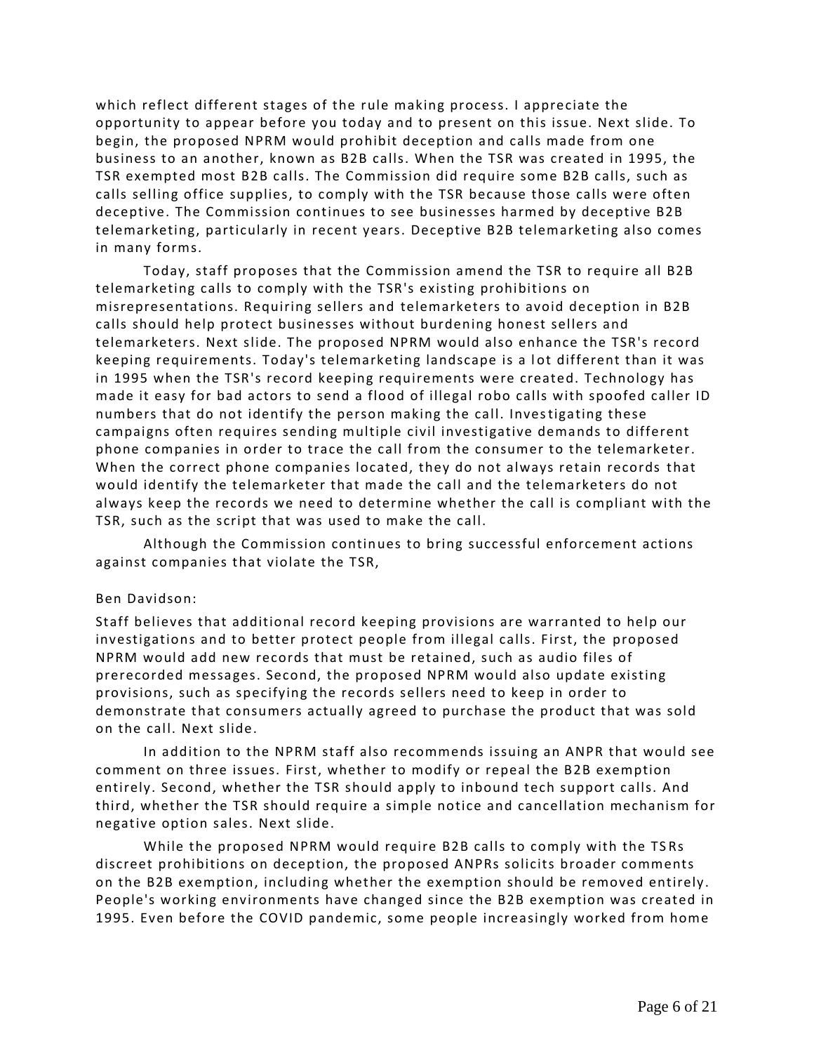which reflect different stages of the rule making process. I appreciate the opportunity to appear before you today and to present on this issue. Next slide. To begin, the proposed NPRM would prohibit deception and calls made from one business to an another, known as B2B calls. When the TSR was created in 1995, the TSR exempted most B2B calls. The Commission did require some B2B calls, such as calls selling office supplies, to comply with the TSR because those calls were often deceptive. The Commission continues to see businesses harmed by deceptive B2B telemarketing, particularly in recent years. Deceptive B2B telemarketing also comes in many forms.

Today, staff proposes that the Commission amend the TSR to require all B2B telemarketing calls to comply with the TSR's existing prohibitions on misrepresentations. Requiring sellers and telemarketers to avoid deception in B2B calls should help protect businesses without burdening honest sellers and telemarketers. Next slide. The proposed NPRM would also enhance the TSR's record keeping requirements. Today's telemarketing landscape is a lot different than it was in 1995 when the TSR's record keeping requirements were created. Technology has made it easy for bad actors to send a flood of illegal robo calls with spoofed caller ID numbers that do not identify the person making the call. Investigating these campaigns often requires sending multiple civil investigative demands to different phone companies in order to trace the call from the consumer to the telemarketer. When the correct phone companies located, they do not always retain records that would identify the telemarketer that made the call and the telemarketers do not always keep the records we need to determine whether the call is compliant with the TSR, such as the script that was used to make the call.

Although the Commission continues to bring successful enforcement actions against companies that violate the TSR,

Ben Davidson:

Staff believes that additional record keeping provisions are warranted to help our investigations and to better protect people from illegal calls. First, the proposed NPRM would add new records that must be retained, such as audio files of prerecorded messages. Second, the proposed NPRM would also update existing provisions, such as specifying the records sellers need to keep in order to demonstrate that consumers actually agreed to purchase the product that was sold on the call. Next slide.

In addition to the NPRM staff also recommends issuing an ANPR that would see comment on three issues. First, whether to modify or repeal the B2B exemption entirely. Second, whether the TSR should apply to inbound tech support calls. And third, whether the TSR should require a simple notice and cancellation mechanism for negative option sales. Next slide.

While the proposed NPRM would require B2B calls to comply with the TSRs discreet prohibitions on deception, the proposed ANPRs solicits broader comments on the B2B exemption, including whether the exemption should be removed entirely. People's working environments have changed since the B2B exemption was created in 1995. Even before the COVID pandemic, some people increasingly worked from home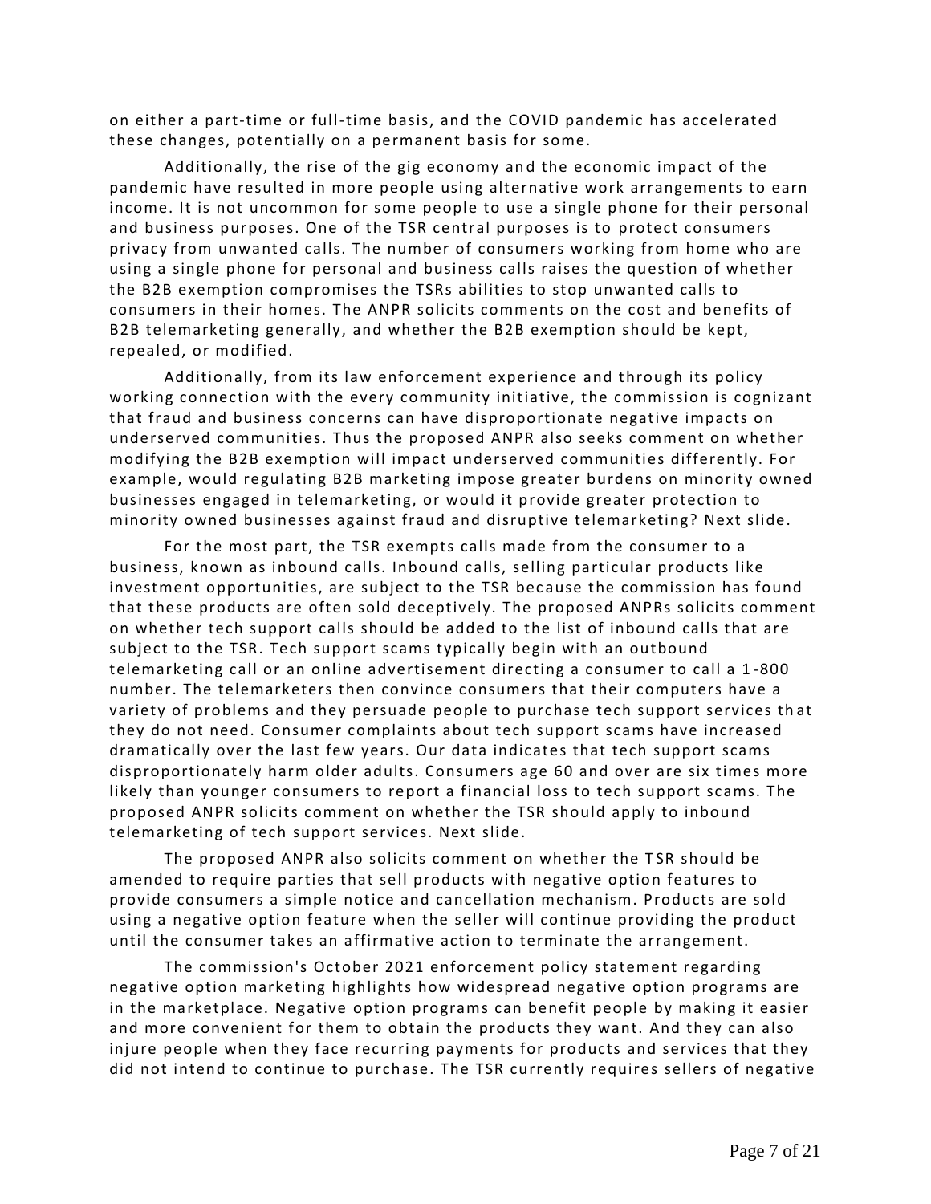on either a part-time or full-time basis, and the COVID pandemic has accelerated these changes, potentially on a permanent basis for some.

Additionally, the rise of the gig economy and the economic impact of the pandemic have resulted in more people using alternative work arrangements to earn income. It is not uncommon for some people to use a single phone for their personal and business purposes. One of the TSR central purposes is to protect consumers privacy from unwanted calls. The number of consumers working from home who are using a single phone for personal and business calls raises the question of whether the B2B exemption compromises the TSRs abilities to stop unwanted calls to consumers in their homes. The ANPR solicits comments on the cost and benefits of B2B telemarketing generally, and whether the B2B exemption should be kept, repealed, or modified.

Additionally, from its law enforcement experience and through its policy working connection with the every community initiative, the commission is cognizant that fraud and business concerns can have disproportionate negative impacts on underserved communities. Thus the proposed ANPR also seeks comment on whether modifying the B2B exemption will impact underserved communities differently. For example, would regulating B2B marketing impose greater burdens on minority owned businesses engaged in telemarketing, or would it provide greater protection to minority owned businesses against fraud and disruptive telemarketing? Next slide.

For the most part, the TSR exempts calls made from the consumer to a business, known as inbound calls. Inbound calls, selling particular products like investment opportunities, are subject to the TSR because the commission has found that these products are often sold deceptively. The proposed ANPRs solicits comment on whether tech support calls should be added to the list of inbound calls that are subject to the TSR. Tech support scams typically begin with an outbound telemarketing call or an online advertisement directing a consumer to call a 1-800 number. The telemarketers then convince consumers that their computers have a variety of problems and they persuade people to purchase tech support services that they do not need. Consumer complaints about tech support scams have increased dramatically over the last few years. Our data indicates that tech support scams disproportionately harm older adults. Consumers age 60 and over are six times more likely than younger consumers to report a financial loss to tech support scams. The proposed ANPR solicits comment on whether the TSR should apply to inbound telemarketing of tech support services. Next slide.

The proposed ANPR also solicits comment on whether the TSR should be amended to require parties that sell products with negative option features to provide consumers a simple notice and cancellation mechanism. Products are sold using a negative option feature when the seller will continue providing the product until the consumer takes an affirmative action to terminate the arrangement.

The commission's October 2021 enforcement policy statement regarding negative option marketing highlights how widespread negative option programs are in the marketplace. Negative option programs can benefit people by making it easier and more convenient for them to obtain the products they want. And they can also injure people when they face recurring payments for products and services that they did not intend to continue to purchase. The TSR currently requires sellers of negative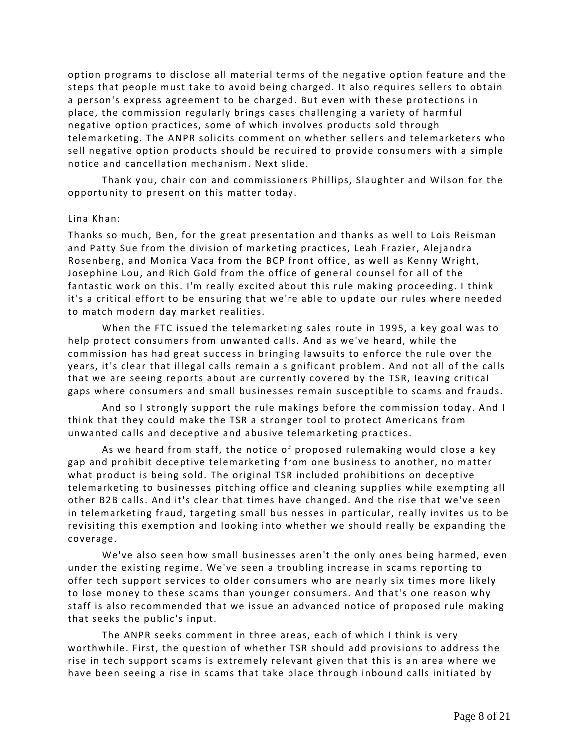option programs to disclose all material terms of the negative option feature and the steps that people must take to avoid being charged. It also requires sellers to obtain a person's express agreement to be charged. But even with these protections in place, the commission regularly brings cases challenging a variety of harmful negative option practices, some of which involves products sold through telemarketing. The ANPR solicits comment on whether sellers and telemarketers who sell negative option products should be required to provide consumers with a simple notice and cancellation mechanism. Next slide.

Thank you, chair con and commissioners Phillips, Slaughter and Wilson for the opportunity to present on this matter today.

Lina Khan:

Thanks so much, Ben, for the great presentation and thanks as well to Lois Reisman and Patty Sue from the division of marketing practices, Leah Frazier, Alejandra Rosenberg, and Monica Vaca from the BCP front office, as well as Kenny Wright, Josephine Lou, and Rich Gold from the office of general counsel for all of the fantastic work on this. I'm really excited about this rule making proceeding. I think it's a critical effort to be ensuring that we're able to update our rules where needed to match modern day market realities.

When the FTC issued the telemarketing sales route in 1995, a key goal was to help protect consumers from unwanted calls. And as we've heard, while the commission has had great success in bringing lawsuits to enforce the rule over the years, it's clear that illegal calls remain a significant problem. And not all of the calls that we are seeing reports about are currently covered by the TSR, leaving critical gaps where consumers and small businesses remain susceptible to scams and frauds.

And so I strongly support the rule makings before the commission today. And I think that they could make the TSR a stronger tool to protect Americans from unwanted calls and deceptive and abusive telemarketing practices.

As we heard from staff, the notice of proposed rulemaking would close a key gap and prohibit deceptive telemarketing from one business to another, no matter what product is being sold. The original TSR included prohibitions on deceptive telemarketing to businesses pitching office and cleaning supplies while exempting all other B2B calls. And it's clear that times have changed. And the rise that we've seen in telemarketing fraud, targeting small businesses in particular, really invites us to be revisiting this exemption and looking into whether we should really be expanding the coverage.

We've also seen how small businesses aren't the only ones being harmed, even under the existing regime. We've seen a troubling increase in scams reporting to offer tech support services to older consumers who are nearly six times more likely to lose money to these scams than younger consumers. And that's one reason why staff is also recommended that we issue an advanced notice of proposed rule making that seeks the public's input.

The ANPR seeks comment in three areas, each of which I think is very worthwhile. First, the question of whether TSR should add provisions to address the rise in tech support scams is extremely relevant given that this is an area where we have been seeing a rise in scams that take place through inbound calls initiated by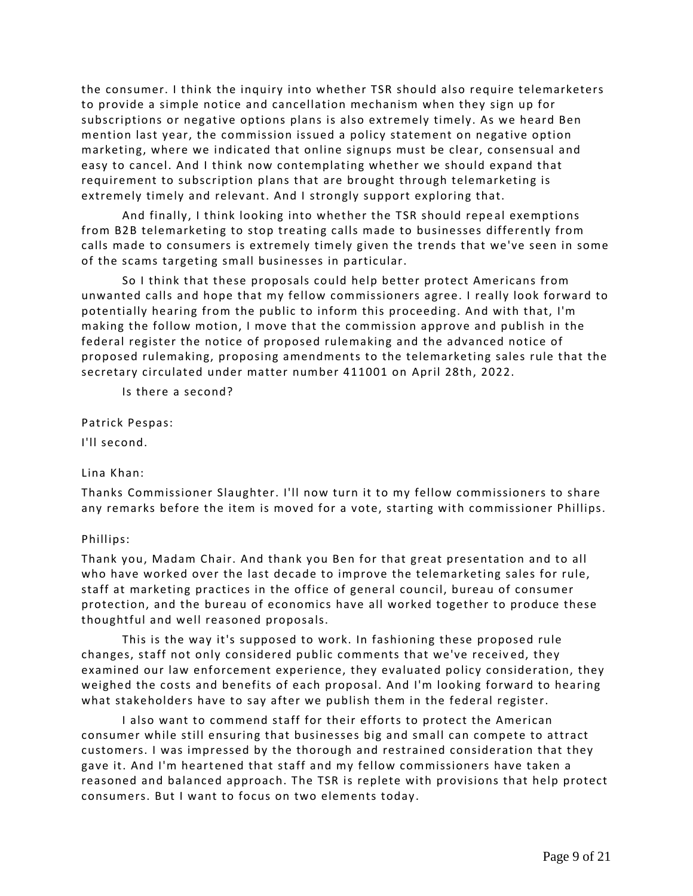the consumer. I think the inquiry into whether TSR should also require telemarketers to provide a simple notice and cancellation mechanism when they sign up for subscriptions or negative options plans is also extremely timely. As we heard Ben mention last year, the commission issued a policy statement on negative option marketing, where we indicated that online signups must be clear, consensual and easy to cancel. And I think now contemplating whether we should expand that requirement to subscription plans that are brought through telemarketing is extremely timely and relevant. And I strongly support exploring that.

And finally, I think looking into whether the TSR should repeal exemptions from B2B telemarketing to stop treating calls made to businesses differently from calls made to consumers is extremely timely given the trends that we've seen in some of the scams targeting small businesses in particular.

So I think that these proposals could help better protect Americans from unwanted calls and hope that my fellow commissioners agree. I really look forward to potentially hearing from the public to inform this proceeding. And with that, I'm making the follow motion, I move that the commission approve and publish in the federal register the notice of proposed rulemaking and the advanced notice of proposed rulemaking, proposing amendments to the telemarketing sales rule that the secretary circulated under matter number 411001 on April 28th, 2022.

Is there a second?

Patrick Pespas:

I'll second.

Lina Khan:

Thanks Commissioner Slaughter. I'll now turn it to my fellow commissioners to share any remarks before the item is moved for a vote, starting with commissioner Phillips.

Phillips:

Thank you, Madam Chair. And thank you Ben for that great presentation and to all who have worked over the last decade to improve the telemarketing sales for rule, staff at marketing practices in the office of general council, bureau of consumer protection, and the bureau of economics have all worked together to produce these thoughtful and well reasoned proposals.

This is the way it's supposed to work. In fashioning these proposed rule changes, staff not only considered public comments that we've received, they examined our law enforcement experience, they evaluated policy consideration, they weighed the costs and benefits of each proposal. And I'm looking forward to hearing what stakeholders have to say after we publish them in the federal register.

I also want to commend staff for their efforts to protect the American consumer while still ensuring that businesses big and small can compete to attract customers. I was impressed by the thorough and restrained consideration that they gave it. And I'm heartened that staff and my fellow commissioners have taken a reasoned and balanced approach. The TSR is replete with provisions that help protect consumers. But I want to focus on two elements today.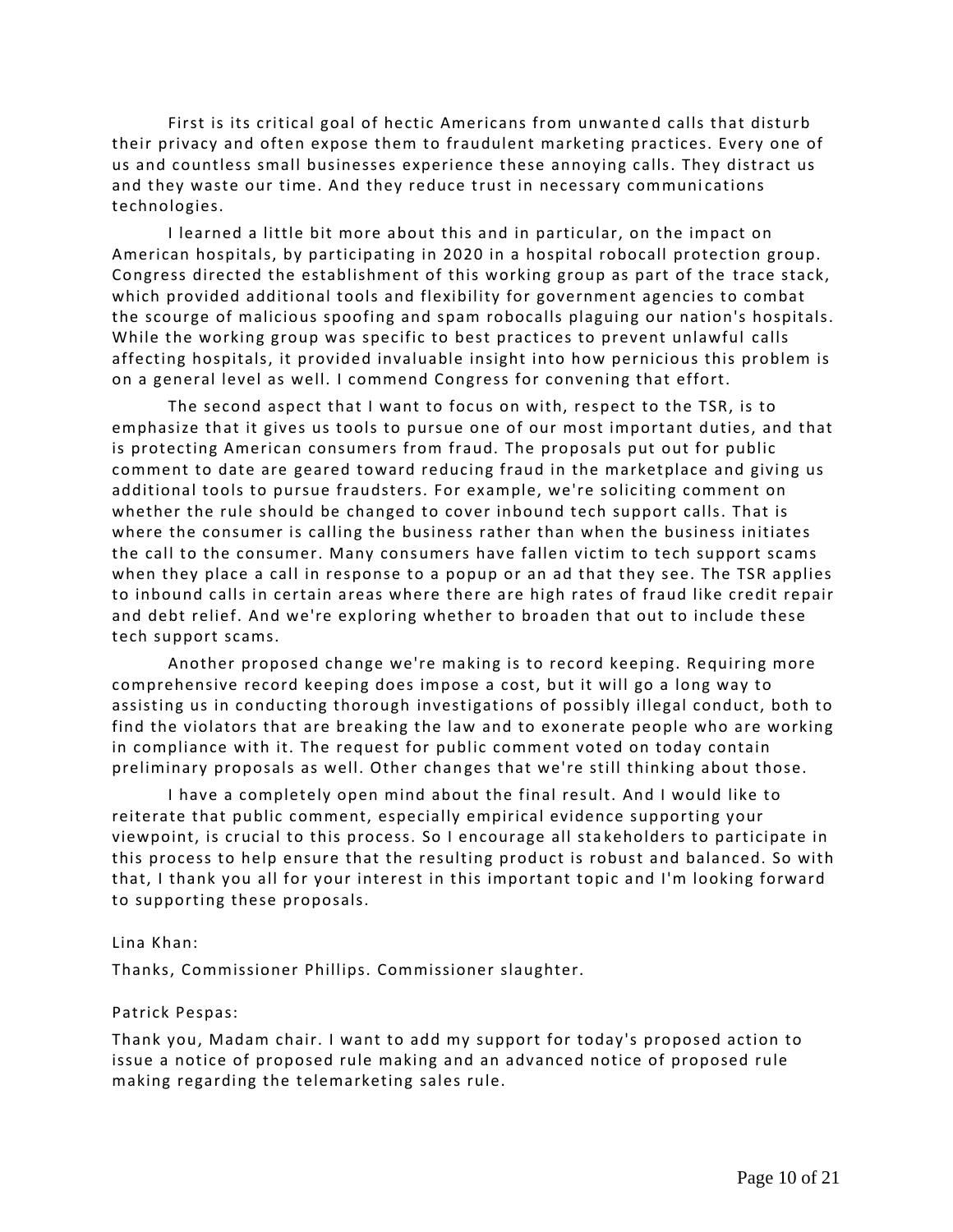First is its critical goal of hectic Americans from unwanted calls that disturb their privacy and often expose them to fraudulent marketing practices. Every one of us and countless small businesses experience these annoying calls. They distract us and they waste our time. And they reduce trust in necessary communications technologies.

I learned a little bit more about this and in particular, on the impact on American hospitals, by participating in 2020 in a hospital robocall protection group. Congress directed the establishment of this working group as part of the trace stack, which provided additional tools and flexibility for government agencies to combat the scourge of malicious spoofing and spam robocalls plaguing our nation's hospitals. While the working group was specific to best practices to prevent unlawful calls affecting hospitals, it provided invaluable insight into how pernicious this problem is on a general level as well. I commend Congress for convening that effort.

The second aspect that I want to focus on with, respect to the TSR, is to emphasize that it gives us tools to pursue one of our most important duties, and that is protecting American consumers from fraud. The proposals put out for public comment to date are geared toward reducing fraud in the marketplace and giving us additional tools to pursue fraudsters. For example, we're soliciting comment on whether the rule should be changed to cover inbound tech support calls. That is where the consumer is calling the business rather than when the business initiates the call to the consumer. Many consumers have fallen victim to tech support scams when they place a call in response to a popup or an ad that they see. The TSR applies to inbound calls in certain areas where there are high rates of fraud like credit repair and debt relief. And we're exploring whether to broaden that out to include these tech support scams.

Another proposed change we're making is to record keeping. Requiring more comprehensive record keeping does impose a cost, but it will go a long way to assisting us in conducting thorough investigations of possibly illegal conduct, both to find the violators that are breaking the law and to exonerate people who are working in compliance with it. The request for public comment voted on today contain preliminary proposals as well. Other changes that we're still thinking about those.

I have a completely open mind about the final result. And I would like to reiterate that public comment, especially empirical evidence supporting your viewpoint, is crucial to this process. So I encourage all stakeholders to participate in this process to help ensure that the resulting product is robust and balanced. So with that, I thank you all for your interest in this important topic and I'm looking forward to supporting these proposals.

Lina Khan:

Thanks, Commissioner Phillips. Commissioner slaughter.

Patrick Pespas:

Thank you, Madam chair. I want to add my support for today's proposed action to issue a notice of proposed rule making and an advanced notice of proposed rule making regarding the telemarketing sales rule.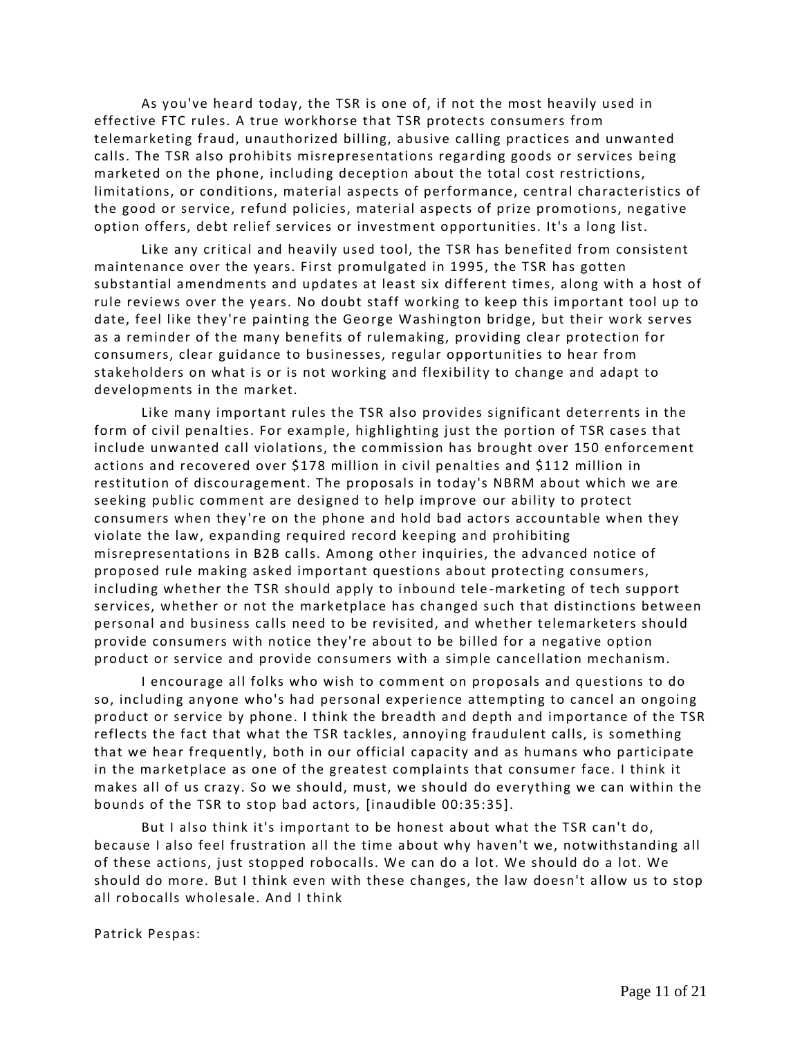As you've heard today, the TSR is one of, if not the most heavily used in effective FTC rules. A true workhorse that TSR protects consumers from telemarketing fraud, unauthorized billing, abusive calling practices and unwanted calls. The TSR also prohibits misrepresentations regarding goods or services being marketed on the phone, including deception about the total cost restrictions, limitations, or conditions, material aspects of performance, central characteristics of the good or service, refund policies, material aspects of prize promotions, negative option offers, debt relief services or investment opportunities. It's a long list.

Like any critical and heavily used tool, the TSR has benefited from consistent maintenance over the years. First promulgated in 1995, the TSR has gotten substantial amendments and updates at least six different times, along with a host of rule reviews over the years. No doubt staff working to keep this important tool up to date, feel like they're painting the George Washington bridge, but their work serves as a reminder of the many benefits of rulemaking, providing clear protection for consumers, clear guidance to businesses, regular opportunities to hear from stakeholders on what is or is not working and flexibility to change and adapt to developments in the market.

Like many important rules the TSR also provides significant deterrents in the form of civil penalties. For example, highlighting just the portion of TSR cases that include unwanted call violations, the commission has brought over 150 enforcement actions and recovered over $178 million in civil penalties and $112 million in restitution of discouragement. The proposals in today's NBRM about which we are seeking public comment are designed to help improve our ability to protect consumers when they're on the phone and hold bad actors accountable when they violate the law, expanding required record keeping and prohibiting misrepresentations in B2B calls. Among other inquiries, the advanced notice of proposed rule making asked important questions about protecting consumers, including whether the TSR should apply to inbound tele-marketing of tech support services, whether or not the marketplace has changed such that distinctions between personal and business calls need to be revisited, and whether telemarketers should provide consumers with notice they're about to be billed for a negative option product or service and provide consumers with a simple cancellation mechanism.

I encourage all folks who wish to comment on proposals and questions to do so, including anyone who's had personal experience attempting to cancel an ongoing product or service by phone. I think the breadth and depth and importance of the TSR reflects the fact that what the TSR tackles, annoying fraudulent calls, is something that we hear frequently, both in our official capacity and as humans who participate in the marketplace as one of the greatest complaints that consumer face. I think it makes all of us crazy. So we should, must, we should do everything we can within the bounds of the TSR to stop bad actors, [inaudible 00:35:35].

But I also think it's important to be honest about what the TSR can't do, because I also feel frustration all the time about why haven't we, notwithstanding all of these actions, just stopped robocalls. We can do a lot. We should do a lot. We should do more. But I think even with these changes, the law doesn't allow us to stop all robocalls wholesale. And I think

Patrick Pespas: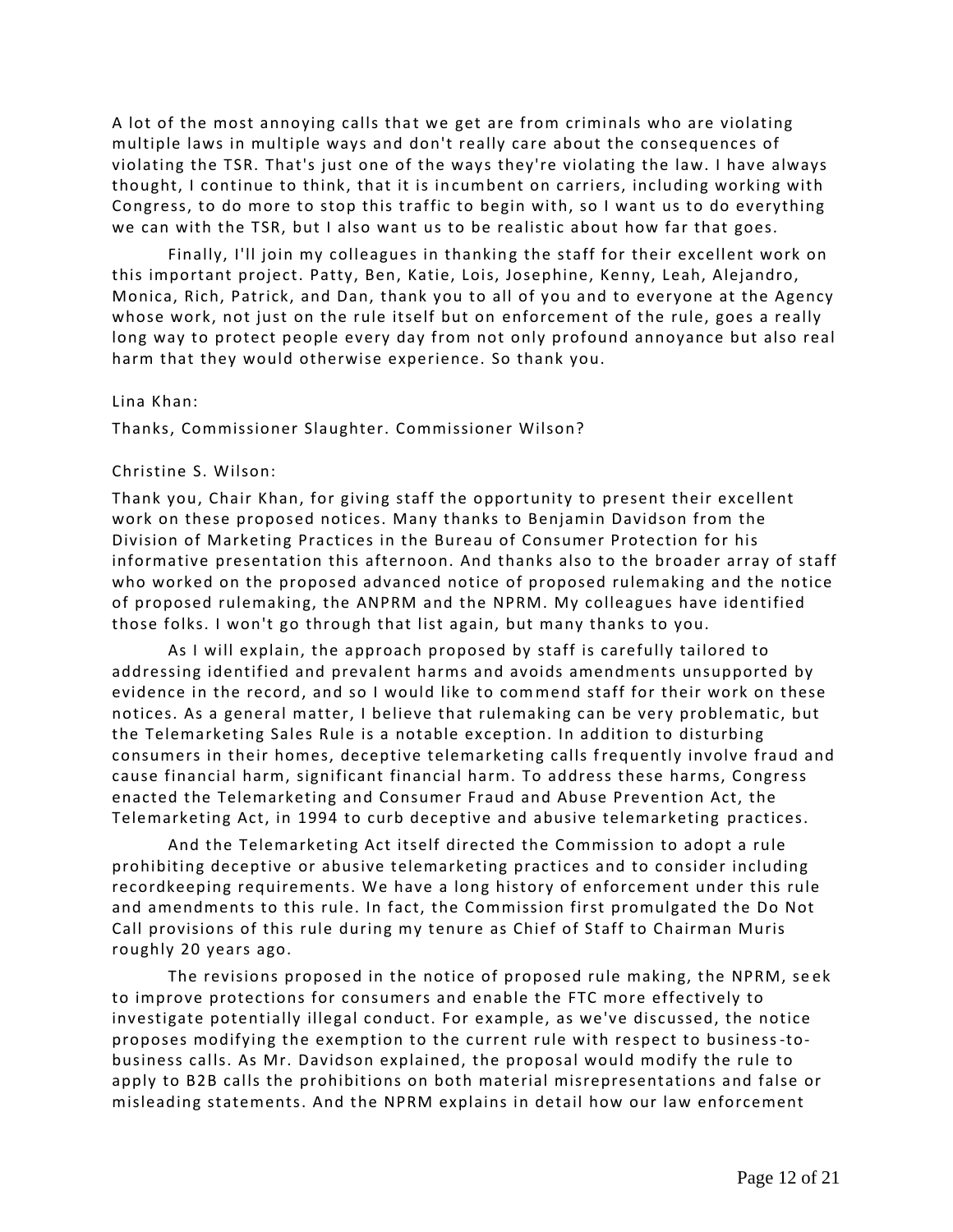A lot of the most annoying calls that we get are from criminals who are violating multiple laws in multiple ways and don't really care about the consequences of violating the TSR. That's just one of the ways they're violating the law. I have always thought, I continue to think, that it is incumbent on carriers, including working with Congress, to do more to stop this traffic to begin with, so I want us to do everything we can with the TSR, but I also want us to be realistic about how far that goes.

Finally, I'll join my colleagues in thanking the staff for their excellent work on this important project. Patty, Ben, Katie, Lois, Josephine, Kenny, Leah, Alejandro, Monica, Rich, Patrick, and Dan, thank you to all of you and to everyone at the Agency whose work, not just on the rule itself but on enforcement of the rule, goes a really long way to protect people every day from not only profound annoyance but also real harm that they would otherwise experience. So thank you.

Lina Khan:

Thanks, Commissioner Slaughter. Commissioner Wilson?

Christine S. Wilson:

Thank you, Chair Khan, for giving staff the opportunity to present their excellent work on these proposed notices. Many thanks to Benjamin Davidson from the Division of Marketing Practices in the Bureau of Consumer Protection for his informative presentation this afternoon. And thanks also to the broader array of staff who worked on the proposed advanced notice of proposed rulemaking and the notice of proposed rulemaking, the ANPRM and the NPRM. My colleagues have identified those folks. I won't go through that list again, but many thanks to you.

As I will explain, the approach proposed by staff is carefully tailored to addressing identified and prevalent harms and avoids amendments unsupported by evidence in the record, and so I would like to commend staff for their work on these notices. As a general matter, I believe that rulemaking can be very problematic, but the Telemarketing Sales Rule is a notable exception. In addition to disturbing consumers in their homes, deceptive telemarketing calls frequently involve fraud and cause financial harm, significant financial harm. To address these harms, Congress enacted the Telemarketing and Consumer Fraud and Abuse Prevention Act, the Telemarketing Act, in 1994 to curb deceptive and abusive telemarketing practices.

And the Telemarketing Act itself directed the Commission to adopt a rule prohibiting deceptive or abusive telemarketing practices and to consider including recordkeeping requirements. We have a long history of enforcement under this rule and amendments to this rule. In fact, the Commission first promulgated the Do Not Call provisions of this rule during my tenure as Chief of Staff to Chairman Muris roughly 20 years ago.

The revisions proposed in the notice of proposed rule making, the NPRM, seek to improve protections for consumers and enable the FTC more effectively to investigate potentially illegal conduct. For example, as we've discussed, the notice proposes modifying the exemption to the current rule with respect to business-to-business calls. As Mr. Davidson explained, the proposal would modify the rule to apply to B2B calls the prohibitions on both material misrepresentations and false or misleading statements. And the NPRM explains in detail how our law enforcement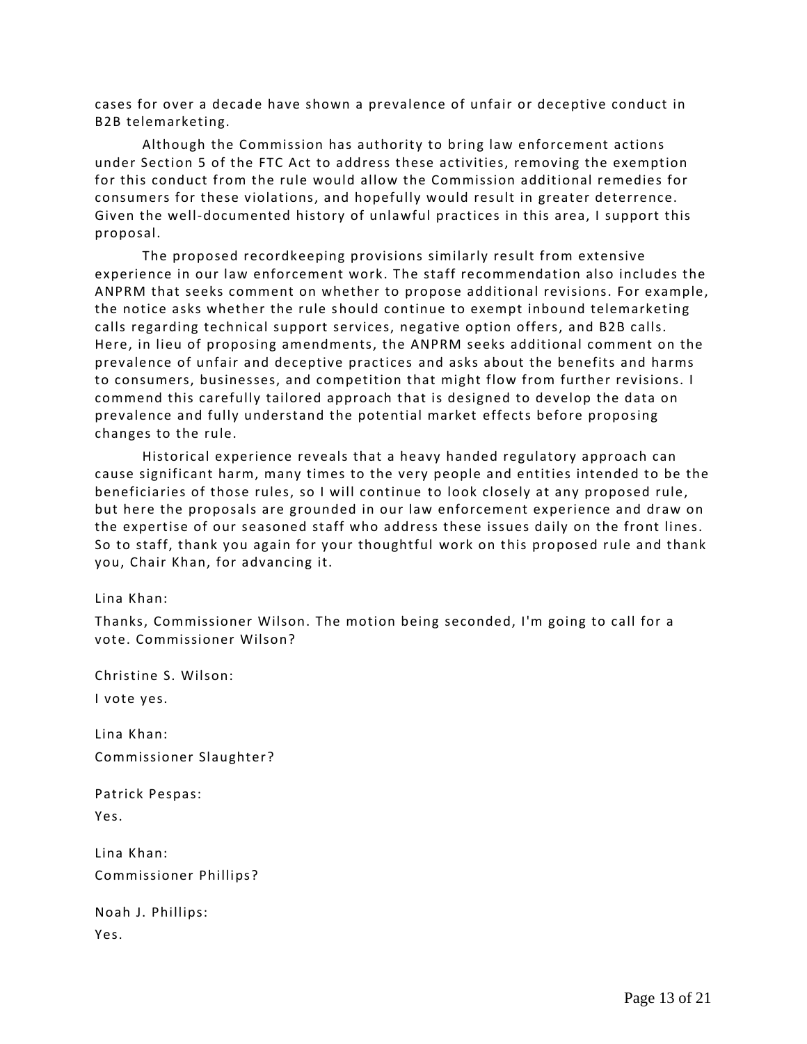cases for over a decade have shown a prevalence of unfair or deceptive conduct in B2B telemarketing.

Although the Commission has authority to bring law enforcement actions under Section 5 of the FTC Act to address these activities, removing the exemption for this conduct from the rule would allow the Commission additional remedies for consumers for these violations, and hopefully would result in greater deterrence. Given the well-documented history of unlawful practices in this area, I support this proposal.

The proposed recordkeeping provisions similarly result from extensive experience in our law enforcement work. The staff recommendation also includes the ANPRM that seeks comment on whether to propose additional revisions. For example, the notice asks whether the rule should continue to exempt inbound telemarketing calls regarding technical support services, negative option offers, and B2B calls. Here, in lieu of proposing amendments, the ANPRM seeks additional comment on the prevalence of unfair and deceptive practices and asks about the benefits and harms to consumers, businesses, and competition that might flow from further revisions. I commend this carefully tailored approach that is designed to develop the data on prevalence and fully understand the potential market effects before proposing changes to the rule.

Historical experience reveals that a heavy handed regulatory approach can cause significant harm, many times to the very people and entities intended to be the beneficiaries of those rules, so I will continue to look closely at any proposed rule, but here the proposals are grounded in our law enforcement experience and draw on the expertise of our seasoned staff who address these issues daily on the front lines. So to staff, thank you again for your thoughtful work on this proposed rule and thank you, Chair Khan, for advancing it.

Lina Khan:

Thanks, Commissioner Wilson. The motion being seconded, I'm going to call for a vote. Commissioner Wilson?

Christine S. Wilson:

I vote yes.

Lina Khan:

Commissioner Slaughter?

Patrick Pespas:

Yes.

Lina Khan:

Commissioner Phillips?

Noah J. Phillips:

Yes.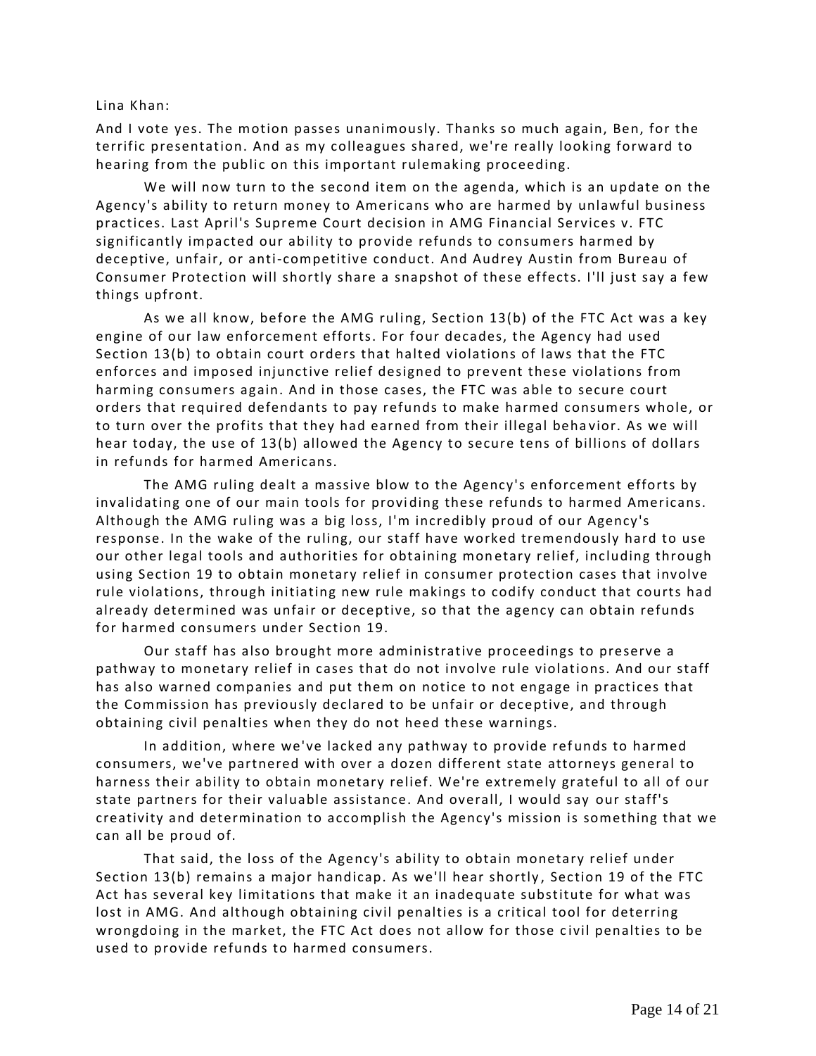Lina Khan:

And I vote yes. The motion passes unanimously. Thanks so much again, Ben, for the terrific presentation. And as my colleagues shared, we're really looking forward to hearing from the public on this important rulemaking proceeding.

We will now turn to the second item on the agenda, which is an update on the Agency's ability to return money to Americans who are harmed by unlawful business practices. Last April's Supreme Court decision in AMG Financial Services v. FTC significantly impacted our ability to provide refunds to consumers harmed by deceptive, unfair, or anti-competitive conduct. And Audrey Austin from Bureau of Consumer Protection will shortly share a snapshot of these effects. I'll just say a few things upfront.

As we all know, before the AMG ruling, Section 13(b) of the FTC Act was a key engine of our law enforcement efforts. For four decades, the Agency had used Section 13(b) to obtain court orders that halted violations of laws that the FTC enforces and imposed injunctive relief designed to prevent these violations from harming consumers again. And in those cases, the FTC was able to secure court orders that required defendants to pay refunds to make harmed consumers whole, or to turn over the profits that they had earned from their illegal behavior. As we will hear today, the use of 13(b) allowed the Agency to secure tens of billions of dollars in refunds for harmed Americans.

The AMG ruling dealt a massive blow to the Agency's enforcement efforts by invalidating one of our main tools for providing these refunds to harmed Americans. Although the AMG ruling was a big loss, I'm incredibly proud of our Agency's response. In the wake of the ruling, our staff have worked tremendously hard to use our other legal tools and authorities for obtaining monetary relief, including through using Section 19 to obtain monetary relief in consumer protection cases that involve rule violations, through initiating new rule makings to codify conduct that courts had already determined was unfair or deceptive, so that the agency can obtain refunds for harmed consumers under Section 19.

Our staff has also brought more administrative proceedings to preserve a pathway to monetary relief in cases that do not involve rule violations. And our staff has also warned companies and put them on notice to not engage in practices that the Commission has previously declared to be unfair or deceptive, and through obtaining civil penalties when they do not heed these warnings.

In addition, where we've lacked any pathway to provide refunds to harmed consumers, we've partnered with over a dozen different state attorneys general to harness their ability to obtain monetary relief. We're extremely grateful to all of our state partners for their valuable assistance. And overall, I would say our staff's creativity and determination to accomplish the Agency's mission is something that we can all be proud of.

That said, the loss of the Agency's ability to obtain monetary relief under Section 13(b) remains a major handicap. As we'll hear shortly, Section 19 of the FTC Act has several key limitations that make it an inadequate substitute for what was lost in AMG. And although obtaining civil penalties is a critical tool for deterring wrongdoing in the market, the FTC Act does not allow for those civil penalties to be used to provide refunds to harmed consumers.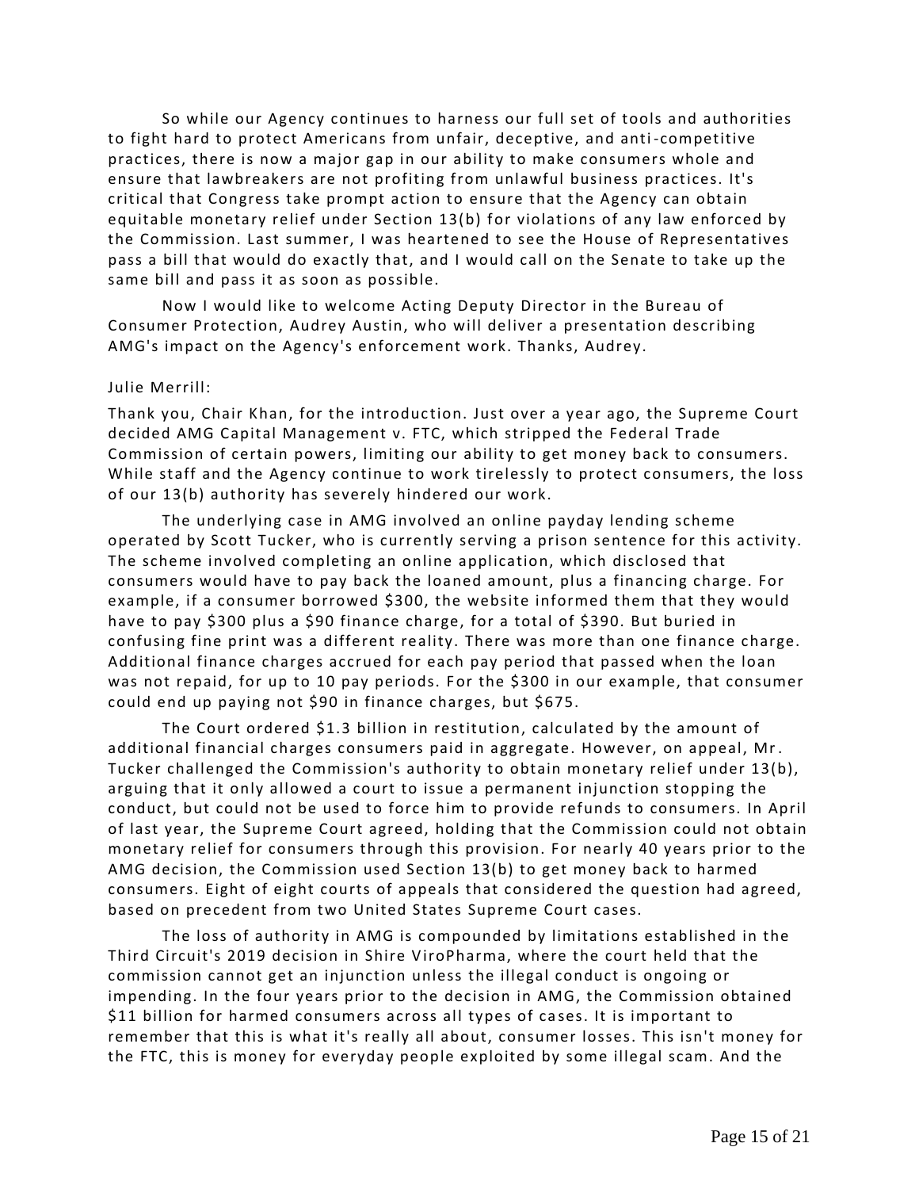So while our Agency continues to harness our full set of tools and authorities to fight hard to protect Americans from unfair, deceptive, and anti-competitive practices, there is now a major gap in our ability to make consumers whole and ensure that lawbreakers are not profiting from unlawful business practices. It's critical that Congress take prompt action to ensure that the Agency can obtain equitable monetary relief under Section 13(b) for violations of any law enforced by the Commission. Last summer, I was heartened to see the House of Representatives pass a bill that would do exactly that, and I would call on the Senate to take up the same bill and pass it as soon as possible.

Now I would like to welcome Acting Deputy Director in the Bureau of Consumer Protection, Audrey Austin, who will deliver a presentation describing AMG's impact on the Agency's enforcement work. Thanks, Audrey.

Julie Merrill:

Thank you, Chair Khan, for the introduction. Just over a year ago, the Supreme Court decided AMG Capital Management v. FTC, which stripped the Federal Trade Commission of certain powers, limiting our ability to get money back to consumers. While staff and the Agency continue to work tirelessly to protect consumers, the loss of our 13(b) authority has severely hindered our work.

The underlying case in AMG involved an online payday lending scheme operated by Scott Tucker, who is currently serving a prison sentence for this activity. The scheme involved completing an online application, which disclosed that consumers would have to pay back the loaned amount, plus a financing charge. For example, if a consumer borrowed $300, the website informed them that they would have to pay $300 plus a $90 finance charge, for a total of $390. But buried in confusing fine print was a different reality. There was more than one finance charge. Additional finance charges accrued for each pay period that passed when the loan was not repaid, for up to 10 pay periods. For the $300 in our example, that consumer could end up paying not $90 in finance charges, but $675.

The Court ordered $1.3 billion in restitution, calculated by the amount of additional financial charges consumers paid in aggregate. However, on appeal, Mr. Tucker challenged the Commission's authority to obtain monetary relief under 13(b), arguing that it only allowed a court to issue a permanent injunction stopping the conduct, but could not be used to force him to provide refunds to consumers. In April of last year, the Supreme Court agreed, holding that the Commission could not obtain monetary relief for consumers through this provision. For nearly 40 years prior to the AMG decision, the Commission used Section 13(b) to get money back to harmed consumers. Eight of eight courts of appeals that considered the question had agreed, based on precedent from two United States Supreme Court cases.

The loss of authority in AMG is compounded by limitations established in the Third Circuit's 2019 decision in Shire ViroPharma, where the court held that the commission cannot get an injunction unless the illegal conduct is ongoing or impending. In the four years prior to the decision in AMG, the Commission obtained $11 billion for harmed consumers across all types of cases. It is important to remember that this is what it's really all about, consumer losses. This isn't money for the FTC, this is money for everyday people exploited by some illegal scam. And the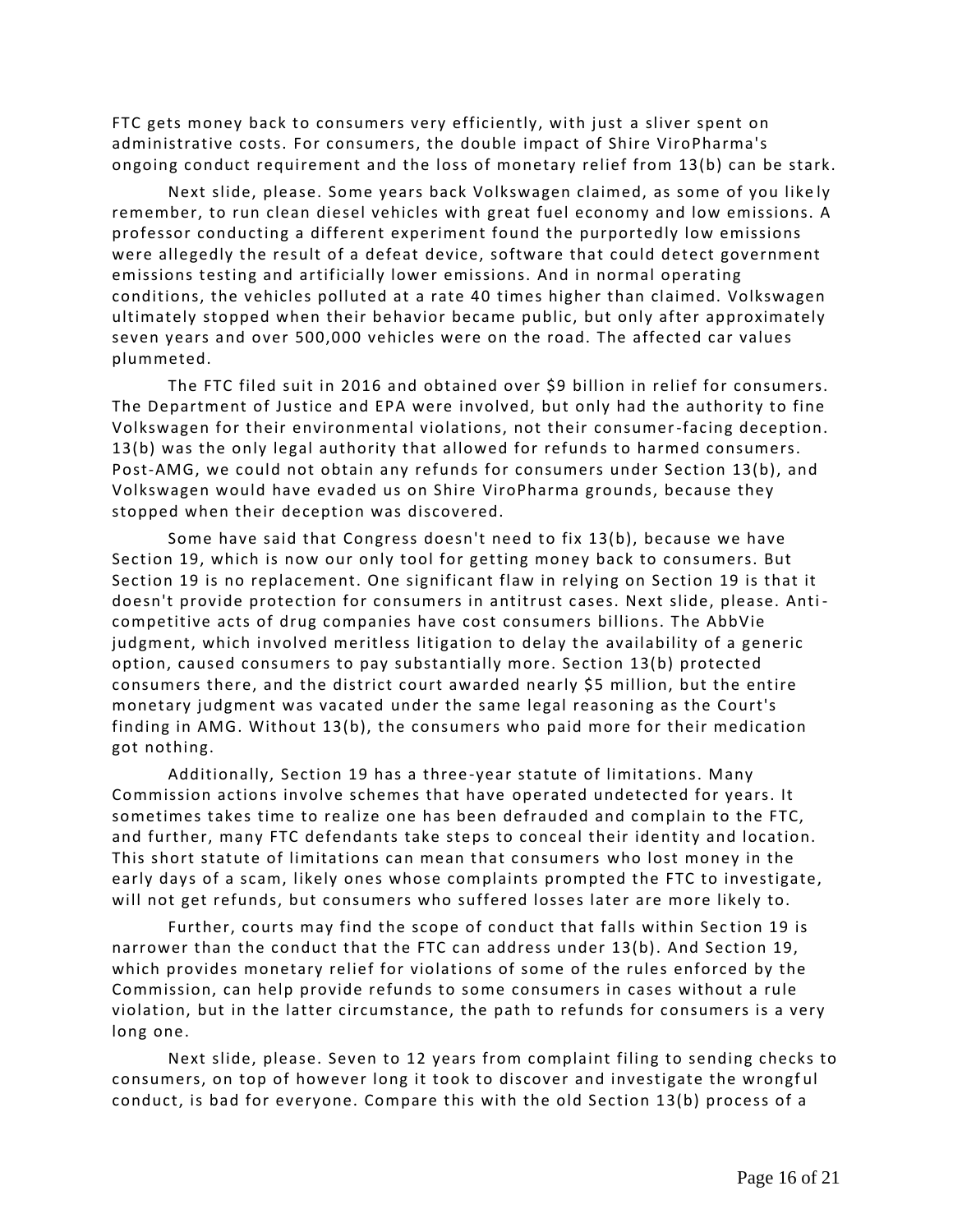FTC gets money back to consumers very efficiently, with just a sliver spent on administrative costs. For consumers, the double impact of Shire ViroPharma's ongoing conduct requirement and the loss of monetary relief from 13(b) can be stark.

Next slide, please. Some years back Volkswagen claimed, as some of you likely remember, to run clean diesel vehicles with great fuel economy and low emissions. A professor conducting a different experiment found the purportedly low emissions were allegedly the result of a defeat device, software that could detect government emissions testing and artificially lower emissions. And in normal operating conditions, the vehicles polluted at a rate 40 times higher than claimed. Volkswagen ultimately stopped when their behavior became public, but only after approximately seven years and over 500,000 vehicles were on the road. The affected car values plummeted.

The FTC filed suit in 2016 and obtained over $9 billion in relief for consumers. The Department of Justice and EPA were involved, but only had the authority to fine Volkswagen for their environmental violations, not their consumer-facing deception. 13(b) was the only legal authority that allowed for refunds to harmed consumers. Post-AMG, we could not obtain any refunds for consumers under Section 13(b), and Volkswagen would have evaded us on Shire ViroPharma grounds, because they stopped when their deception was discovered.

Some have said that Congress doesn't need to fix 13(b), because we have Section 19, which is now our only tool for getting money back to consumers. But Section 19 is no replacement. One significant flaw in relying on Section 19 is that it doesn't provide protection for consumers in antitrust cases. Next slide, please. Anti-competitive acts of drug companies have cost consumers billions. The AbbVie judgment, which involved meritless litigation to delay the availability of a generic option, caused consumers to pay substantially more. Section 13(b) protected consumers there, and the district court awarded nearly $5 million, but the entire monetary judgment was vacated under the same legal reasoning as the Court's finding in AMG. Without 13(b), the consumers who paid more for their medication got nothing.

Additionally, Section 19 has a three-year statute of limitations. Many Commission actions involve schemes that have operated undetected for years. It sometimes takes time to realize one has been defrauded and complain to the FTC, and further, many FTC defendants take steps to conceal their identity and location. This short statute of limitations can mean that consumers who lost money in the early days of a scam, likely ones whose complaints prompted the FTC to investigate, will not get refunds, but consumers who suffered losses later are more likely to.

Further, courts may find the scope of conduct that falls within Section 19 is narrower than the conduct that the FTC can address under 13(b). And Section 19, which provides monetary relief for violations of some of the rules enforced by the Commission, can help provide refunds to some consumers in cases without a rule violation, but in the latter circumstance, the path to refunds for consumers is a very long one.

Next slide, please. Seven to 12 years from complaint filing to sending checks to consumers, on top of however long it took to discover and investigate the wrongful conduct, is bad for everyone. Compare this with the old Section 13(b) process of a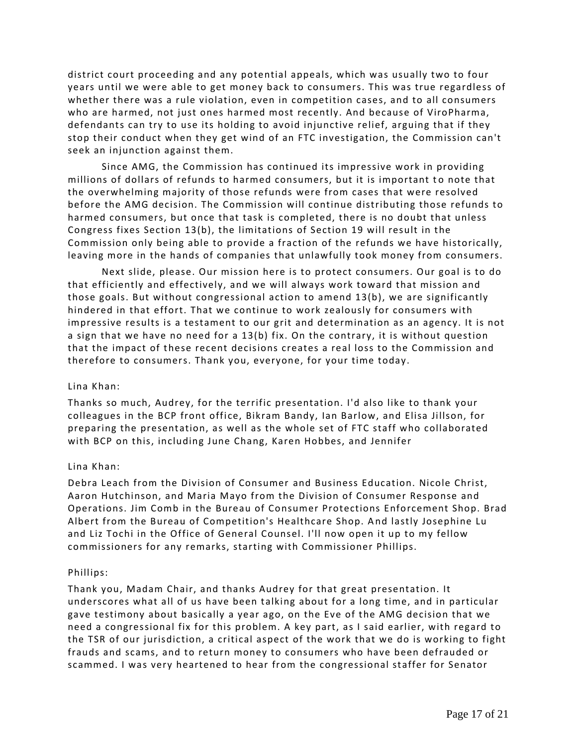district court proceeding and any potential appeals, which was usually two to four years until we were able to get money back to consumers. This was true regardless of whether there was a rule violation, even in competition cases, and to all consumers who are harmed, not just ones harmed most recently. And because of ViroPharma, defendants can try to use its holding to avoid injunctive relief, arguing that if they stop their conduct when they get wind of an FTC investigation, the Commission can't seek an injunction against them.

Since AMG, the Commission has continued its impressive work in providing millions of dollars of refunds to harmed consumers, but it is important to note that the overwhelming majority of those refunds were from cases that were resolved before the AMG decision. The Commission will continue distributing those refunds to harmed consumers, but once that task is completed, there is no doubt that unless Congress fixes Section 13(b), the limitations of Section 19 will result in the Commission only being able to provide a fraction of the refunds we have historically, leaving more in the hands of companies that unlawfully took money from consumers.

Next slide, please. Our mission here is to protect consumers. Our goal is to do that efficiently and effectively, and we will always work toward that mission and those goals. But without congressional action to amend 13(b), we are significantly hindered in that effort. That we continue to work zealously for consumers with impressive results is a testament to our grit and determination as an agency. It is not a sign that we have no need for a 13(b) fix. On the contrary, it is without question that the impact of these recent decisions creates a real loss to the Commission and therefore to consumers. Thank you, everyone, for your time today.

Lina Khan:

Thanks so much, Audrey, for the terrific presentation. I'd also like to thank your colleagues in the BCP front office, Bikram Bandy, Ian Barlow, and Elisa Jillson, for preparing the presentation, as well as the whole set of FTC staff who collaborated with BCP on this, including June Chang, Karen Hobbes, and Jennifer

Lina Khan:

Debra Leach from the Division of Consumer and Business Education. Nicole Christ, Aaron Hutchinson, and Maria Mayo from the Division of Consumer Response and Operations. Jim Comb in the Bureau of Consumer Protections Enforcement Shop. Brad Albert from the Bureau of Competition's Healthcare Shop. And lastly Josephine Lu and Liz Tochi in the Office of General Counsel. I'll now open it up to my fellow commissioners for any remarks, starting with Commissioner Phillips.

Phillips:

Thank you, Madam Chair, and thanks Audrey for that great presentation. It underscores what all of us have been talking about for a long time, and in particular gave testimony about basically a year ago, on the Eve of the AMG decision that we need a congressional fix for this problem. A key part, as I said earlier, with regard to the TSR of our jurisdiction, a critical aspect of the work that we do is working to fight frauds and scams, and to return money to consumers who have been defrauded or scammed. I was very heartened to hear from the congressional staffer for Senator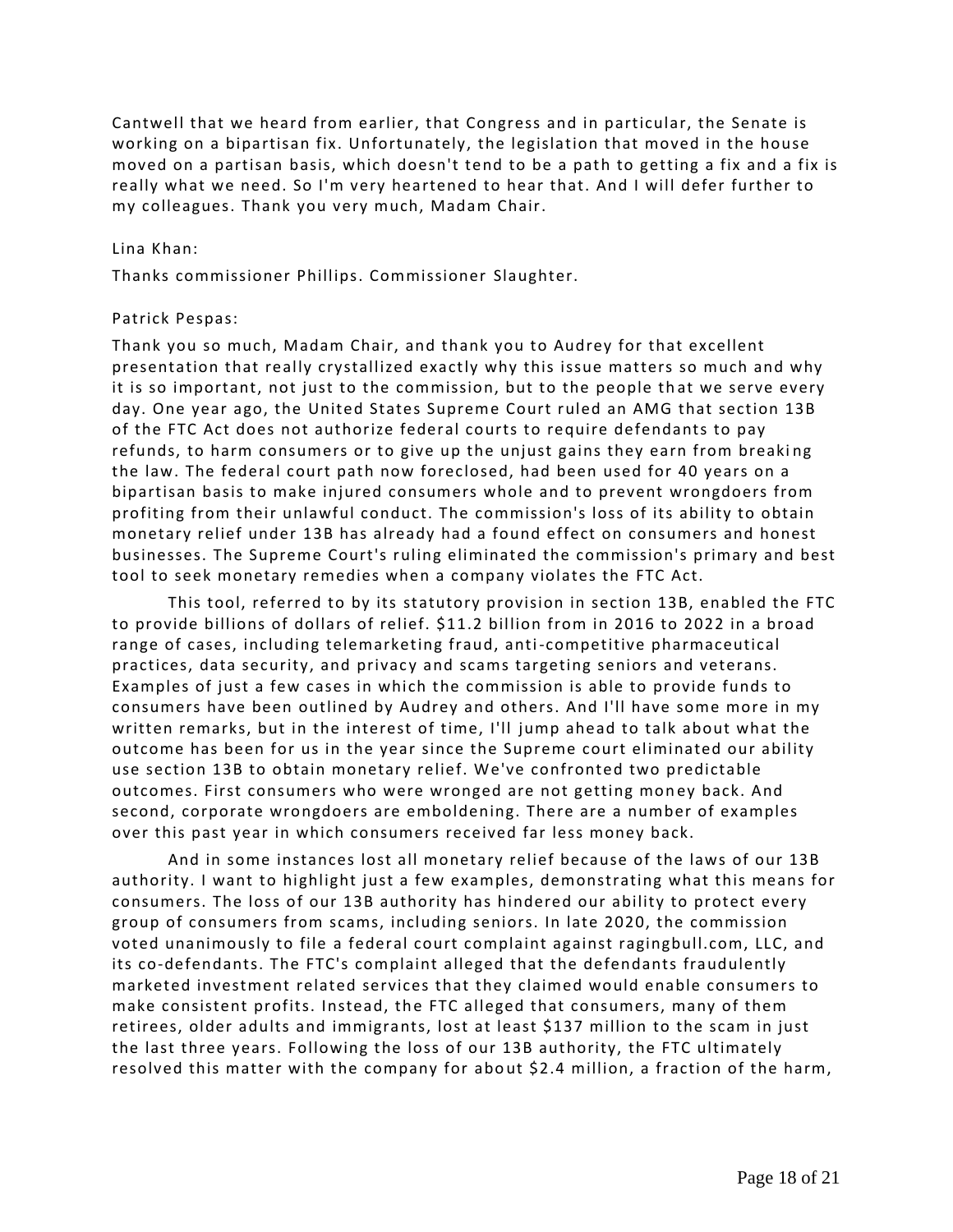Cantwell that we heard from earlier, that Congress and in particular, the Senate is working on a bipartisan fix. Unfortunately, the legislation that moved in the house moved on a partisan basis, which doesn't tend to be a path to getting a fix and a fix is really what we need. So I'm very heartened to hear that. And I will defer further to my colleagues. Thank you very much, Madam Chair.

Lina Khan:

Thanks commissioner Phillips. Commissioner Slaughter.

Patrick Pespas:

Thank you so much, Madam Chair, and thank you to Audrey for that excellent presentation that really crystallized exactly why this issue matters so much and why it is so important, not just to the commission, but to the people that we serve every day. One year ago, the United States Supreme Court ruled an AMG that section 13B of the FTC Act does not authorize federal courts to require defendants to pay refunds, to harm consumers or to give up the unjust gains they earn from breaking the law. The federal court path now foreclosed, had been used for 40 years on a bipartisan basis to make injured consumers whole and to prevent wrongdoers from profiting from their unlawful conduct. The commission's loss of its ability to obtain monetary relief under 13B has already had a found effect on consumers and honest businesses. The Supreme Court's ruling eliminated the commission's primary and best tool to seek monetary remedies when a company violates the FTC Act.

This tool, referred to by its statutory provision in section 13B, enabled the FTC to provide billions of dollars of relief. $11.2 billion from in 2016 to 2022 in a broad range of cases, including telemarketing fraud, anti-competitive pharmaceutical practices, data security, and privacy and scams targeting seniors and veterans. Examples of just a few cases in which the commission is able to provide funds to consumers have been outlined by Audrey and others. And I'll have some more in my written remarks, but in the interest of time, I'll jump ahead to talk about what the outcome has been for us in the year since the Supreme court eliminated our ability use section 13B to obtain monetary relief. We've confronted two predictable outcomes. First consumers who were wronged are not getting money back. And second, corporate wrongdoers are emboldening. There are a number of examples over this past year in which consumers received far less money back.

And in some instances lost all monetary relief because of the laws of our 13B authority. I want to highlight just a few examples, demonstrating what this means for consumers. The loss of our 13B authority has hindered our ability to protect every group of consumers from scams, including seniors. In late 2020, the commission voted unanimously to file a federal court complaint against ragingbull.com, LLC, and its co-defendants. The FTC's complaint alleged that the defendants fraudulently marketed investment related services that they claimed would enable consumers to make consistent profits. Instead, the FTC alleged that consumers, many of them retirees, older adults and immigrants, lost at least $137 million to the scam in just the last three years. Following the loss of our 13B authority, the FTC ultimately resolved this matter with the company for about $2.4 million, a fraction of the harm,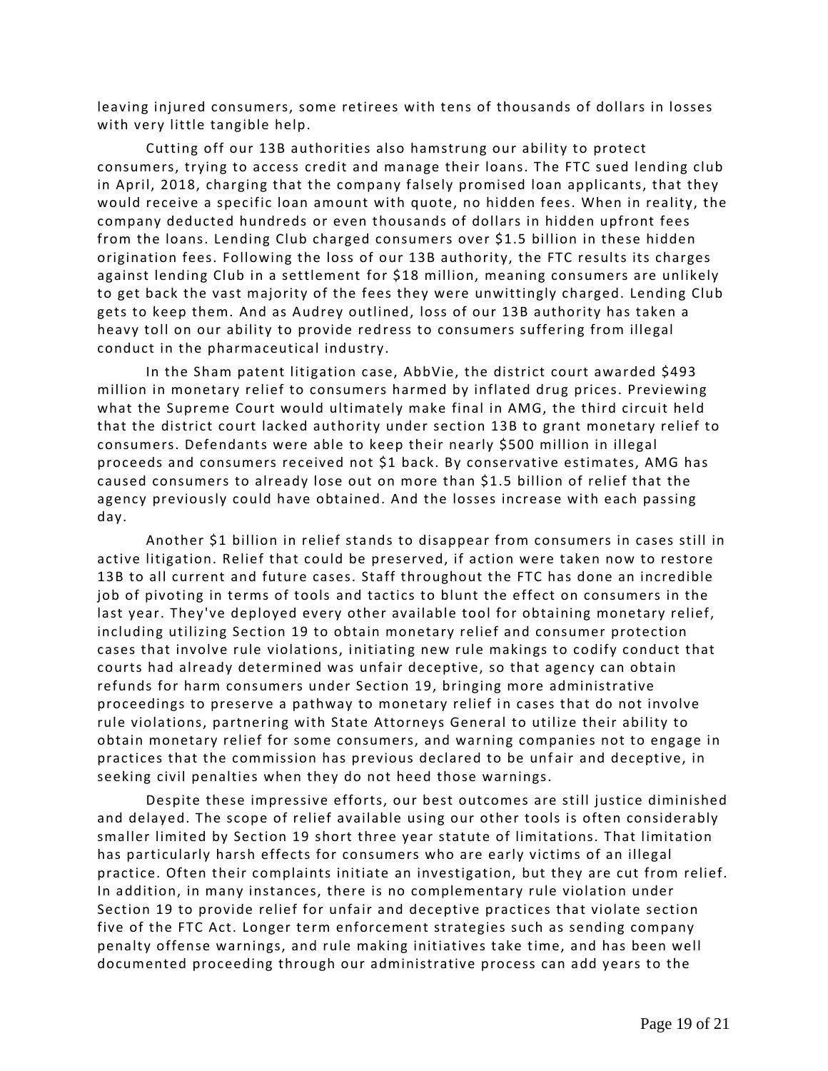leaving injured consumers, some retirees with tens of thousands of dollars in losses with very little tangible help.

Cutting off our 13B authorities also hamstrung our ability to protect consumers, trying to access credit and manage their loans. The FTC sued lending club in April, 2018, charging that the company falsely promised loan applicants, that they would receive a specific loan amount with quote, no hidden fees. When in reality, the company deducted hundreds or even thousands of dollars in hidden upfront fees from the loans. Lending Club charged consumers over $1.5 billion in these hidden origination fees. Following the loss of our 13B authority, the FTC results its charges against lending Club in a settlement for $18 million, meaning consumers are unlikely to get back the vast majority of the fees they were unwittingly charged. Lending Club gets to keep them. And as Audrey outlined, loss of our 13B authority has taken a heavy toll on our ability to provide redress to consumers suffering from illegal conduct in the pharmaceutical industry.

In the Sham patent litigation case, AbbVie, the district court awarded $493 million in monetary relief to consumers harmed by inflated drug prices. Previewing what the Supreme Court would ultimately make final in AMG, the third circuit held that the district court lacked authority under section 13B to grant monetary relief to consumers. Defendants were able to keep their nearly $500 million in illegal proceeds and consumers received not $1 back. By conservative estimates, AMG has caused consumers to already lose out on more than $1.5 billion of relief that the agency previously could have obtained. And the losses increase with each passing day.

Another $1 billion in relief stands to disappear from consumers in cases still in active litigation. Relief that could be preserved, if action were taken now to restore 13B to all current and future cases. Staff throughout the FTC has done an incredible job of pivoting in terms of tools and tactics to blunt the effect on consumers in the last year. They've deployed every other available tool for obtaining monetary relief, including utilizing Section 19 to obtain monetary relief and consumer protection cases that involve rule violations, initiating new rule makings to codify conduct that courts had already determined was unfair deceptive, so that agency can obtain refunds for harm consumers under Section 19, bringing more administrative proceedings to preserve a pathway to monetary relief in cases that do not involve rule violations, partnering with State Attorneys General to utilize their ability to obtain monetary relief for some consumers, and warning companies not to engage in practices that the commission has previous declared to be unfair and deceptive, in seeking civil penalties when they do not heed those warnings.

Despite these impressive efforts, our best outcomes are still justice diminished and delayed. The scope of relief available using our other tools is often considerably smaller limited by Section 19 short three year statute of limitations. That limitation has particularly harsh effects for consumers who are early victims of an illegal practice. Often their complaints initiate an investigation, but they are cut from relief. In addition, in many instances, there is no complementary rule violation under Section 19 to provide relief for unfair and deceptive practices that violate section five of the FTC Act. Longer term enforcement strategies such as sending company penalty offense warnings, and rule making initiatives take time, and has been well documented proceeding through our administrative process can add years to the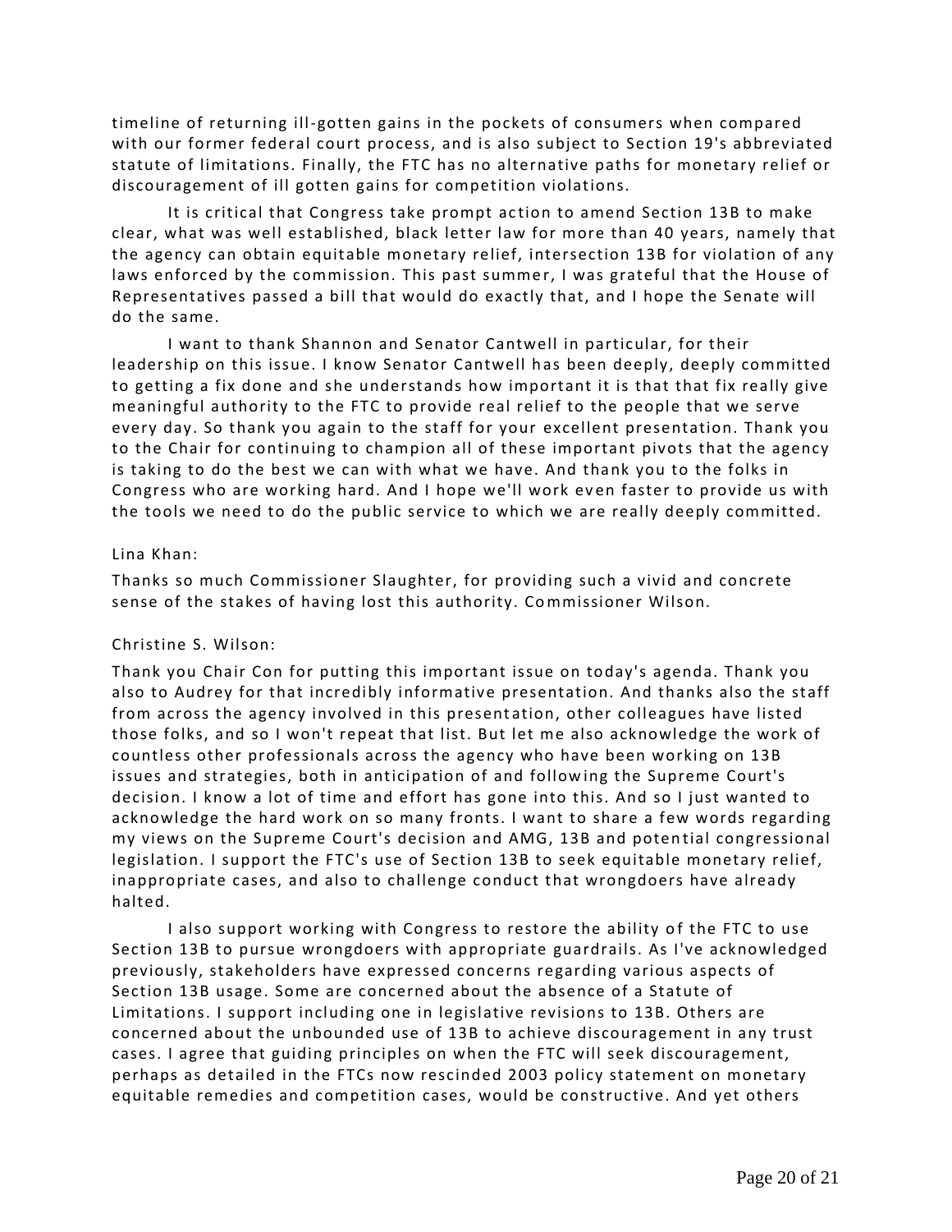timeline of returning ill-gotten gains in the pockets of consumers when compared with our former federal court process, and is also subject to Section 19's abbreviated statute of limitations. Finally, the FTC has no alternative paths for monetary relief or discouragement of ill gotten gains for competition violations.

It is critical that Congress take prompt action to amend Section 13B to make clear, what was well established, black letter law for more than 40 years, namely that the agency can obtain equitable monetary relief, intersection 13B for violation of any laws enforced by the commission. This past summer, I was grateful that the House of Representatives passed a bill that would do exactly that, and I hope the Senate will do the same.

I want to thank Shannon and Senator Cantwell in particular, for their leadership on this issue. I know Senator Cantwell has been deeply, deeply committed to getting a fix done and she understands how important it is that that fix really give meaningful authority to the FTC to provide real relief to the people that we serve every day. So thank you again to the staff for your excellent presentation. Thank you to the Chair for continuing to champion all of these important pivots that the agency is taking to do the best we can with what we have. And thank you to the folks in Congress who are working hard. And I hope we'll work even faster to provide us with the tools we need to do the public service to which we are really deeply committed.

Lina Khan:

Thanks so much Commissioner Slaughter, for providing such a vivid and concrete sense of the stakes of having lost this authority. Commissioner Wilson.

Christine S. Wilson:

Thank you Chair Con for putting this important issue on today's agenda. Thank you also to Audrey for that incredibly informative presentation. And thanks also the staff from across the agency involved in this presentation, other colleagues have listed those folks, and so I won't repeat that list. But let me also acknowledge the work of countless other professionals across the agency who have been working on 13B issues and strategies, both in anticipation of and following the Supreme Court's decision. I know a lot of time and effort has gone into this. And so I just wanted to acknowledge the hard work on so many fronts. I want to share a few words regarding my views on the Supreme Court's decision and AMG, 13B and potential congressional legislation. I support the FTC's use of Section 13B to seek equitable monetary relief, inappropriate cases, and also to challenge conduct that wrongdoers have already halted.

I also support working with Congress to restore the ability of the FTC to use Section 13B to pursue wrongdoers with appropriate guardrails. As I've acknowledged previously, stakeholders have expressed concerns regarding various aspects of Section 13B usage. Some are concerned about the absence of a Statute of Limitations. I support including one in legislative revisions to 13B. Others are concerned about the unbounded use of 13B to achieve discouragement in any trust cases. I agree that guiding principles on when the FTC will seek discouragement, perhaps as detailed in the FTCs now rescinded 2003 policy statement on monetary equitable remedies and competition cases, would be constructive. And yet others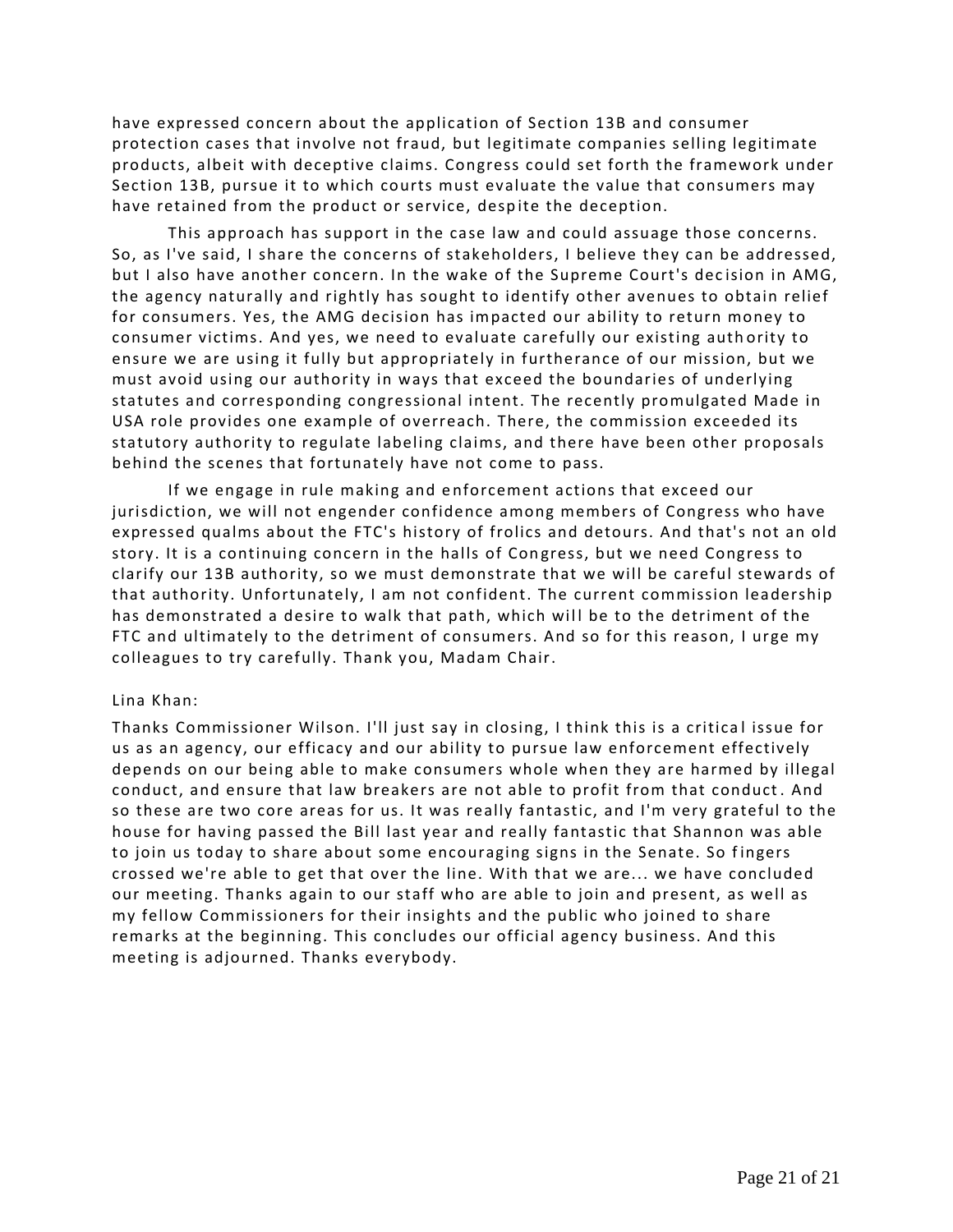have expressed concern about the application of Section 13B and consumer protection cases that involve not fraud, but legitimate companies selling legitimate products, albeit with deceptive claims. Congress could set forth the framework under Section 13B, pursue it to which courts must evaluate the value that consumers may have retained from the product or service, despite the deception.

This approach has support in the case law and could assuage those concerns. So, as I've said, I share the concerns of stakeholders, I believe they can be addressed, but I also have another concern. In the wake of the Supreme Court's decision in AMG, the agency naturally and rightly has sought to identify other avenues to obtain relief for consumers. Yes, the AMG decision has impacted our ability to return money to consumer victims. And yes, we need to evaluate carefully our existing authority to ensure we are using it fully but appropriately in furtherance of our mission, but we must avoid using our authority in ways that exceed the boundaries of underlying statutes and corresponding congressional intent. The recently promulgated Made in USA role provides one example of overreach. There, the commission exceeded its statutory authority to regulate labeling claims, and there have been other proposals behind the scenes that fortunately have not come to pass.

If we engage in rule making and enforcement actions that exceed our jurisdiction, we will not engender confidence among members of Congress who have expressed qualms about the FTC's history of frolics and detours. And that's not an old story. It is a continuing concern in the halls of Congress, but we need Congress to clarify our 13B authority, so we must demonstrate that we will be careful stewards of that authority. Unfortunately, I am not confident. The current commission leadership has demonstrated a desire to walk that path, which will be to the detriment of the FTC and ultimately to the detriment of consumers. And so for this reason, I urge my colleagues to try carefully. Thank you, Madam Chair.

Lina Khan:

Thanks Commissioner Wilson. I'll just say in closing, I think this is a critical issue for us as an agency, our efficacy and our ability to pursue law enforcement effectively depends on our being able to make consumers whole when they are harmed by illegal conduct, and ensure that law breakers are not able to profit from that conduct. And so these are two core areas for us. It was really fantastic, and I'm very grateful to the house for having passed the Bill last year and really fantastic that Shannon was able to join us today to share about some encouraging signs in the Senate. So fingers crossed we're able to get that over the line. With that we are... we have concluded our meeting. Thanks again to our staff who are able to join and present, as well as my fellow Commissioners for their insights and the public who joined to share remarks at the beginning. This concludes our official agency business. And this meeting is adjourned. Thanks everybody.